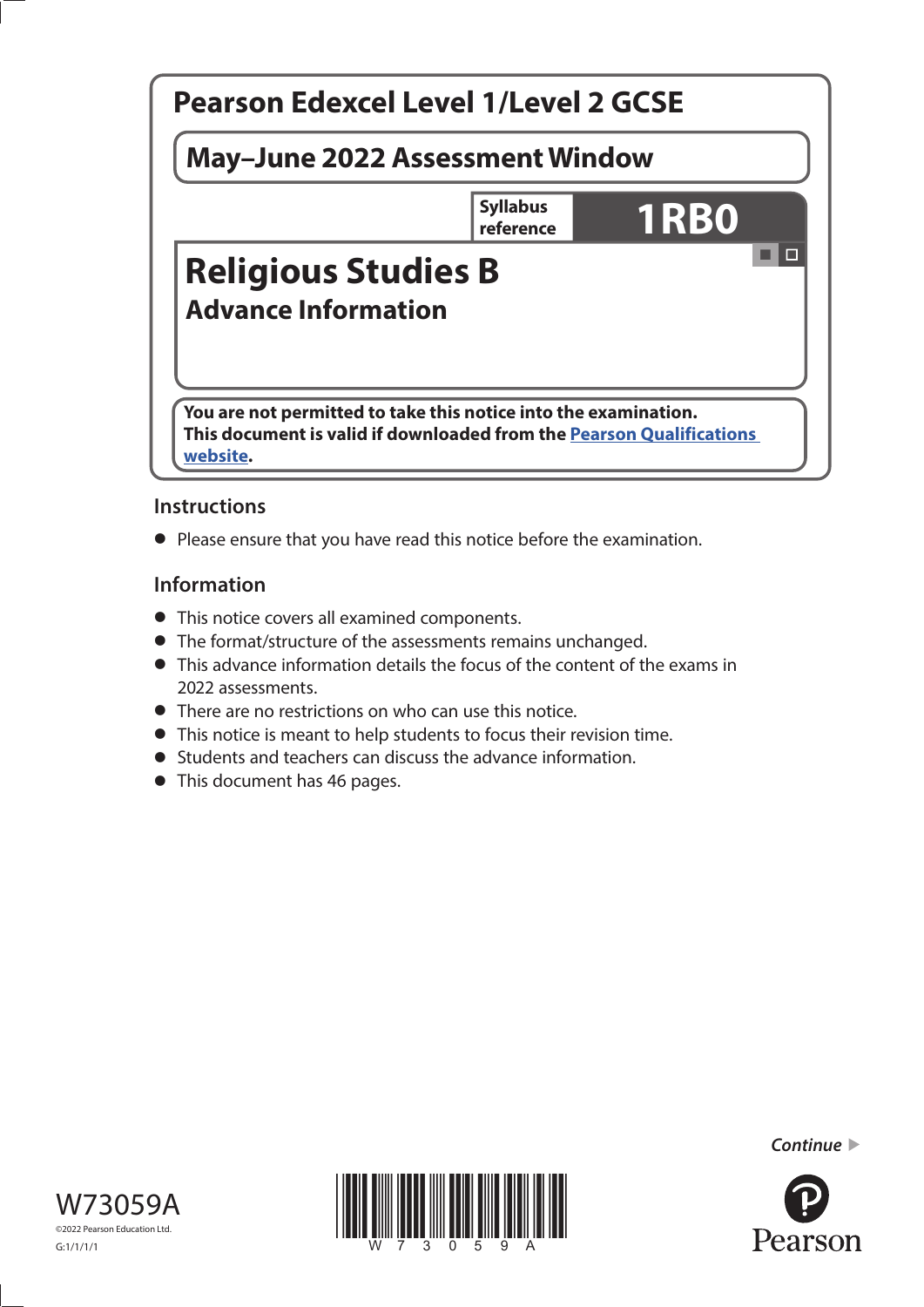# Pearson Edexcel Level 1/Level 2 GCSE

**May–June 2022 Assessment Window**

| Syllabus reference | 1RB0 |
|---|---|

# Religious Studies B

## Advance Information

**You are not permitted to take this notice into the examination.**
**This document is valid if downloaded from the Pearson Qualifications website.**

### Instructions

- Please ensure that you have read this notice before the examination.

### Information

- This notice covers all examined components.
- The format/structure of the assessments remains unchanged.
- This advance information details the focus of the content of the exams in 2022 assessments.
- There are no restrictions on who can use this notice.
- This notice is meant to help students to focus their revision time.
- Students and teachers can discuss the advance information.
- This document has 46 pages.

*Continue* ▶

W73059A

©2022 Pearson Education Ltd.

G:1/1/1/1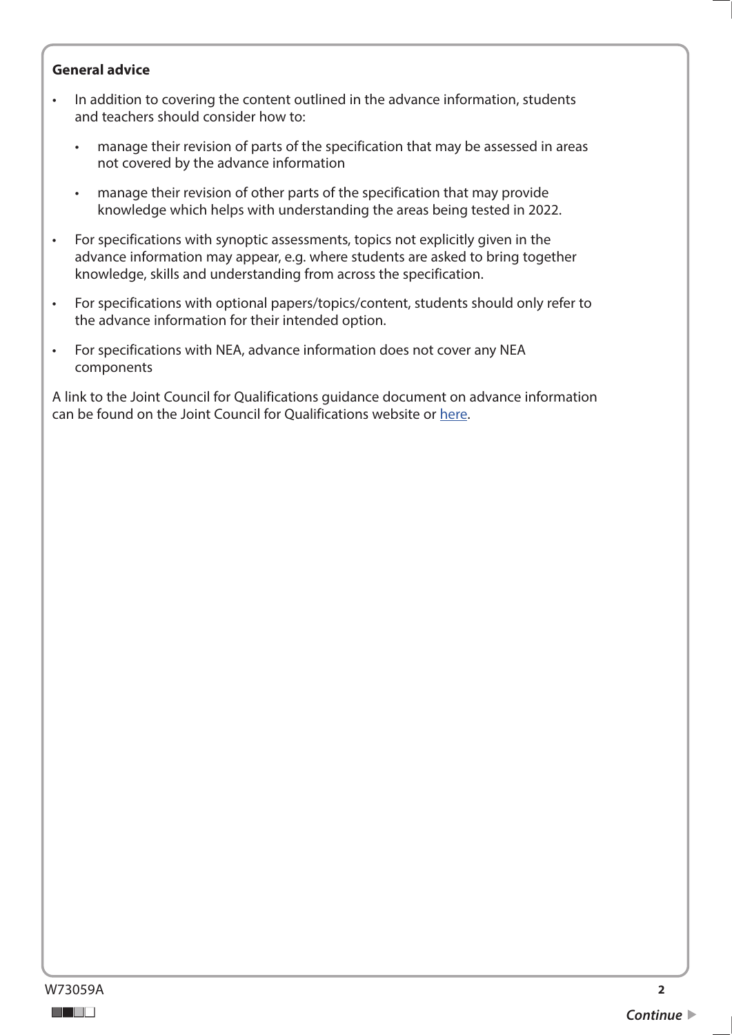**General advice**

- In addition to covering the content outlined in the advance information, students and teachers should consider how to:
    - manage their revision of parts of the specification that may be assessed in areas not covered by the advance information
    - manage their revision of other parts of the specification that may provide knowledge which helps with understanding the areas being tested in 2022.
- For specifications with synoptic assessments, topics not explicitly given in the advance information may appear, e.g. where students are asked to bring together knowledge, skills and understanding from across the specification.
- For specifications with optional papers/topics/content, students should only refer to the advance information for their intended option.
- For specifications with NEA, advance information does not cover any NEA components

A link to the Joint Council for Qualifications guidance document on advance information can be found on the Joint Council for Qualifications website or here.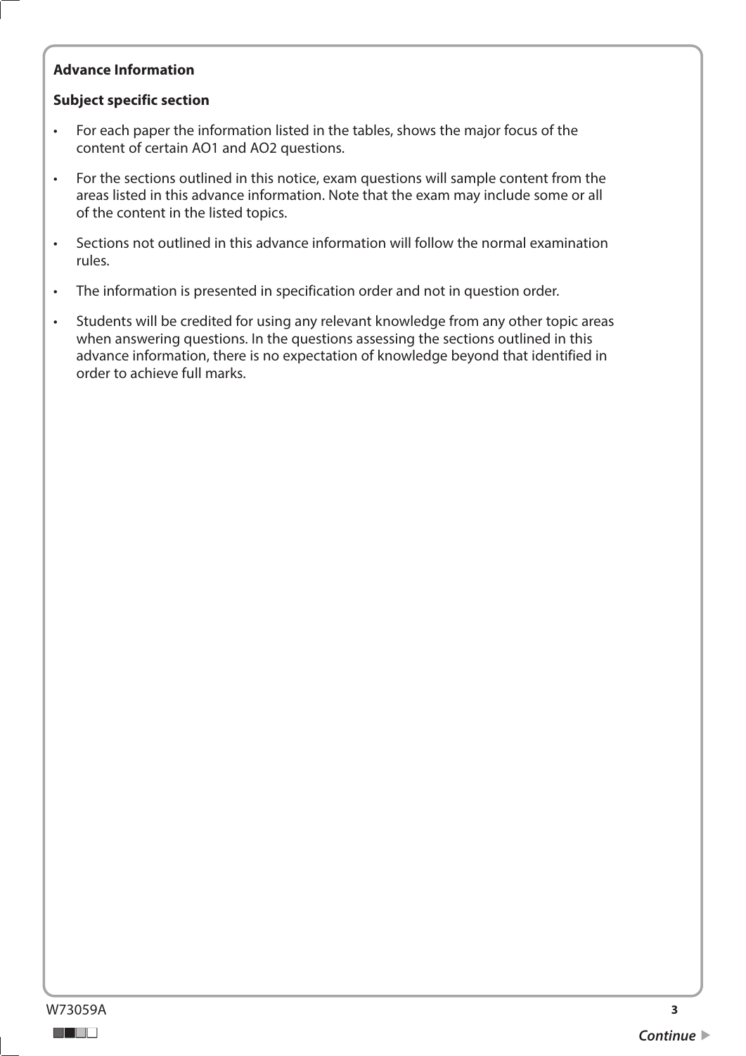**Advance Information**

**Subject specific section**

- For each paper the information listed in the tables, shows the major focus of the content of certain AO1 and AO2 questions.
- For the sections outlined in this notice, exam questions will sample content from the areas listed in this advance information. Note that the exam may include some or all of the content in the listed topics.
- Sections not outlined in this advance information will follow the normal examination rules.
- The information is presented in specification order and not in question order.
- Students will be credited for using any relevant knowledge from any other topic areas when answering questions. In the questions assessing the sections outlined in this advance information, there is no expectation of knowledge beyond that identified in order to achieve full marks.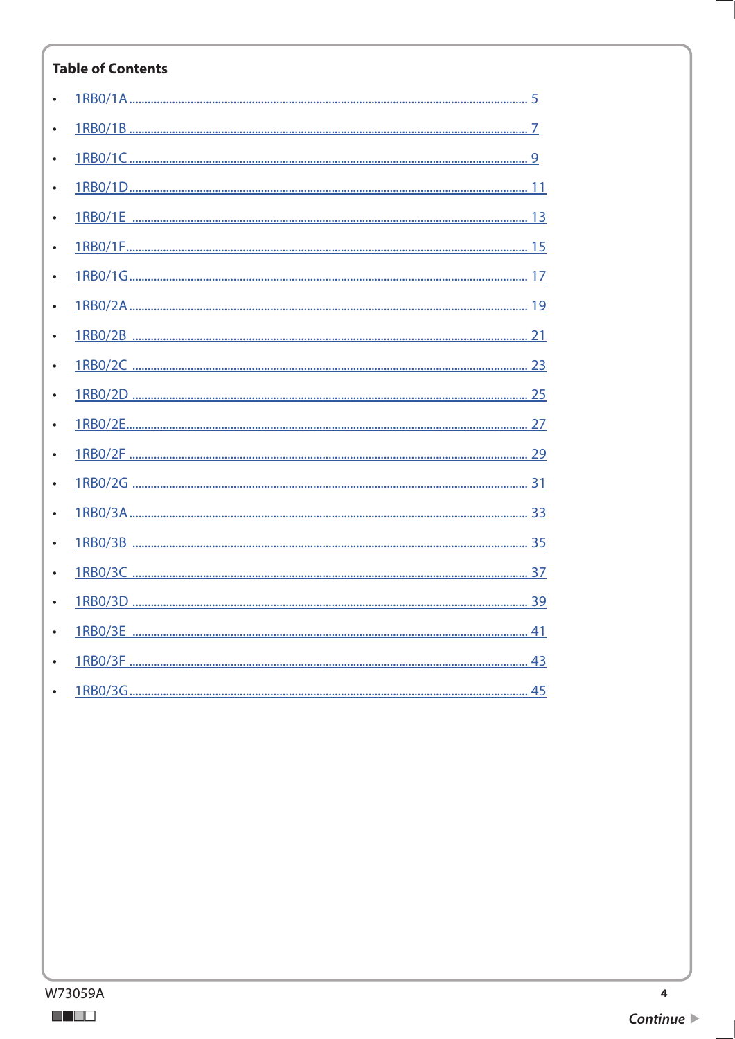**Table of Contents**

- 1RB0/1A ........................................ 5
- 1RB0/1B ........................................ 7
- 1RB0/1C ........................................ 9
- 1RB0/1D ........................................ 11
- 1RB0/1E ........................................ 13
- 1RB0/1F ........................................ 15
- 1RB0/1G ........................................ 17
- 1RB0/2A ........................................ 19
- 1RB0/2B ........................................ 21
- 1RB0/2C ........................................ 23
- 1RB0/2D ........................................ 25
- 1RB0/2E ........................................ 27
- 1RB0/2F ........................................ 29
- 1RB0/2G ........................................ 31
- 1RB0/3A ........................................ 33
- 1RB0/3B ........................................ 35
- 1RB0/3C ........................................ 37
- 1RB0/3D ........................................ 39
- 1RB0/3E ........................................ 41
- 1RB0/3F ........................................ 43
- 1RB0/3G ........................................ 45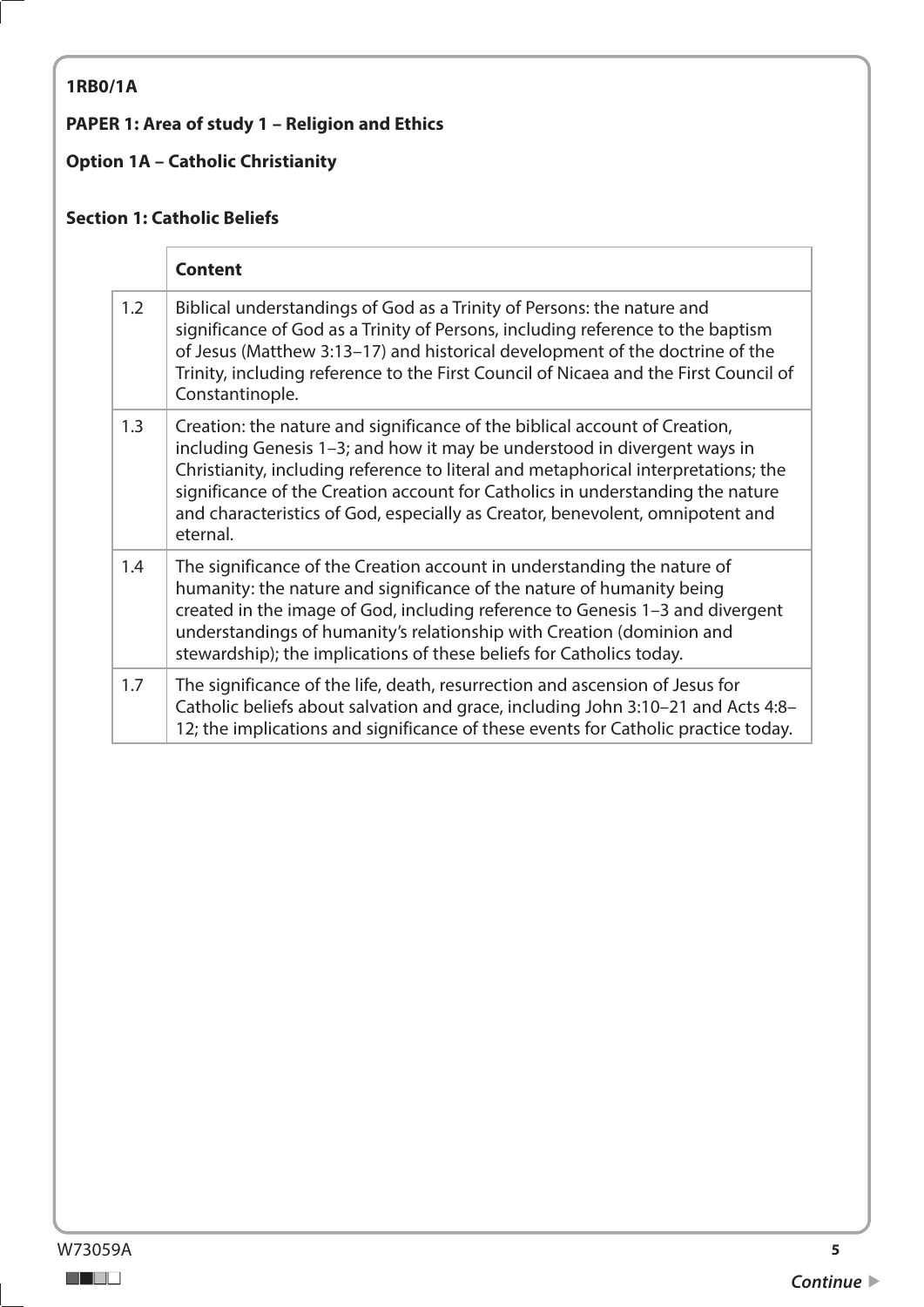**1RB0/1A**

**PAPER 1: Area of study 1 – Religion and Ethics**

**Option 1A – Catholic Christianity**

**Section 1: Catholic Beliefs**

| | **Content** |
|---|---|
| 1.2 | Biblical understandings of God as a Trinity of Persons: the nature and significance of God as a Trinity of Persons, including reference to the baptism of Jesus (Matthew 3:13–17) and historical development of the doctrine of the Trinity, including reference to the First Council of Nicaea and the First Council of Constantinople. |
| 1.3 | Creation: the nature and significance of the biblical account of Creation, including Genesis 1–3; and how it may be understood in divergent ways in Christianity, including reference to literal and metaphorical interpretations; the significance of the Creation account for Catholics in understanding the nature and characteristics of God, especially as Creator, benevolent, omnipotent and eternal. |
| 1.4 | The significance of the Creation account in understanding the nature of humanity: the nature and significance of the nature of humanity being created in the image of God, including reference to Genesis 1–3 and divergent understandings of humanity's relationship with Creation (dominion and stewardship); the implications of these beliefs for Catholics today. |
| 1.7 | The significance of the life, death, resurrection and ascension of Jesus for Catholic beliefs about salvation and grace, including John 3:10–21 and Acts 4:8–12; the implications and significance of these events for Catholic practice today. |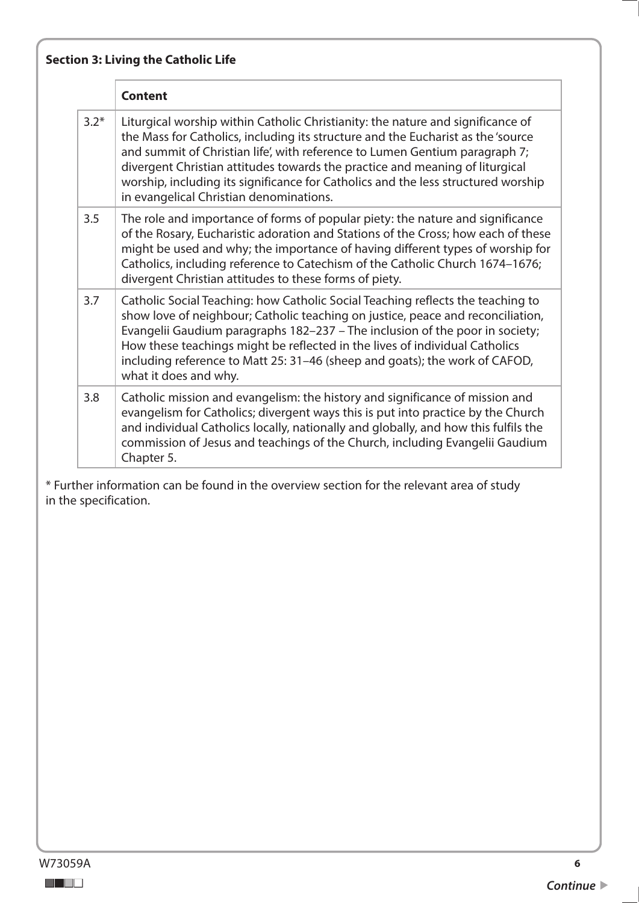**Section 3: Living the Catholic Life**

| | Content |
|---|---|
| 3.2* | Liturgical worship within Catholic Christianity: the nature and significance of the Mass for Catholics, including its structure and the Eucharist as the 'source and summit of Christian life', with reference to Lumen Gentium paragraph 7; divergent Christian attitudes towards the practice and meaning of liturgical worship, including its significance for Catholics and the less structured worship in evangelical Christian denominations. |
| 3.5 | The role and importance of forms of popular piety: the nature and significance of the Rosary, Eucharistic adoration and Stations of the Cross; how each of these might be used and why; the importance of having different types of worship for Catholics, including reference to Catechism of the Catholic Church 1674–1676; divergent Christian attitudes to these forms of piety. |
| 3.7 | Catholic Social Teaching: how Catholic Social Teaching reflects the teaching to show love of neighbour; Catholic teaching on justice, peace and reconciliation, Evangelii Gaudium paragraphs 182–237 – The inclusion of the poor in society; How these teachings might be reflected in the lives of individual Catholics including reference to Matt 25: 31–46 (sheep and goats); the work of CAFOD, what it does and why. |
| 3.8 | Catholic mission and evangelism: the history and significance of mission and evangelism for Catholics; divergent ways this is put into practice by the Church and individual Catholics locally, nationally and globally, and how this fulfils the commission of Jesus and teachings of the Church, including Evangelii Gaudium Chapter 5. |

* Further information can be found in the overview section for the relevant area of study in the specification.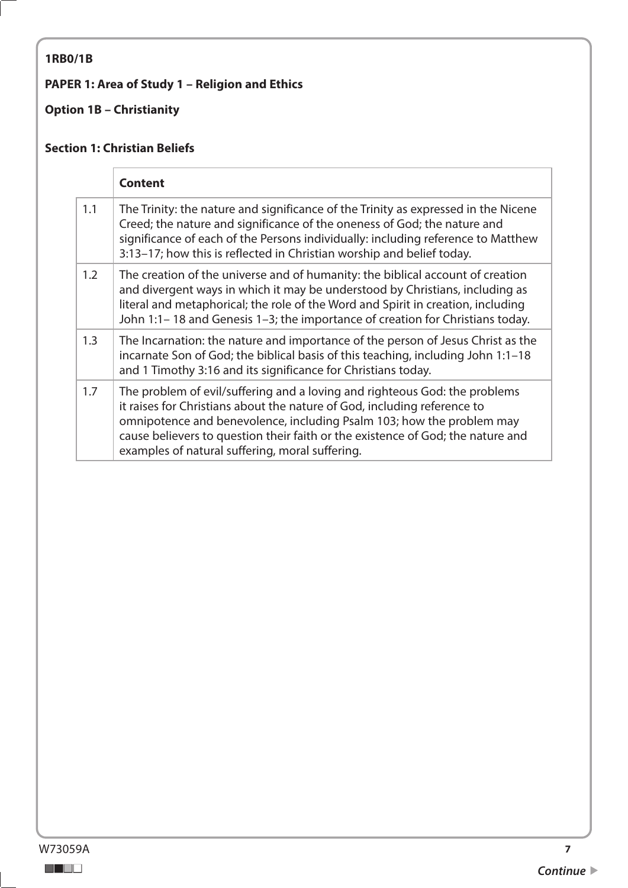**1RB0/1B**

**PAPER 1: Area of Study 1 – Religion and Ethics**

**Option 1B – Christianity**

**Section 1: Christian Beliefs**

| | **Content** |
|---|---|
| 1.1 | The Trinity: the nature and significance of the Trinity as expressed in the Nicene Creed; the nature and significance of the oneness of God; the nature and significance of each of the Persons individually: including reference to Matthew 3:13–17; how this is reflected in Christian worship and belief today. |
| 1.2 | The creation of the universe and of humanity: the biblical account of creation and divergent ways in which it may be understood by Christians, including as literal and metaphorical; the role of the Word and Spirit in creation, including John 1:1– 18 and Genesis 1–3; the importance of creation for Christians today. |
| 1.3 | The Incarnation: the nature and importance of the person of Jesus Christ as the incarnate Son of God; the biblical basis of this teaching, including John 1:1–18 and 1 Timothy 3:16 and its significance for Christians today. |
| 1.7 | The problem of evil/suffering and a loving and righteous God: the problems it raises for Christians about the nature of God, including reference to omnipotence and benevolence, including Psalm 103; how the problem may cause believers to question their faith or the existence of God; the nature and examples of natural suffering, moral suffering. |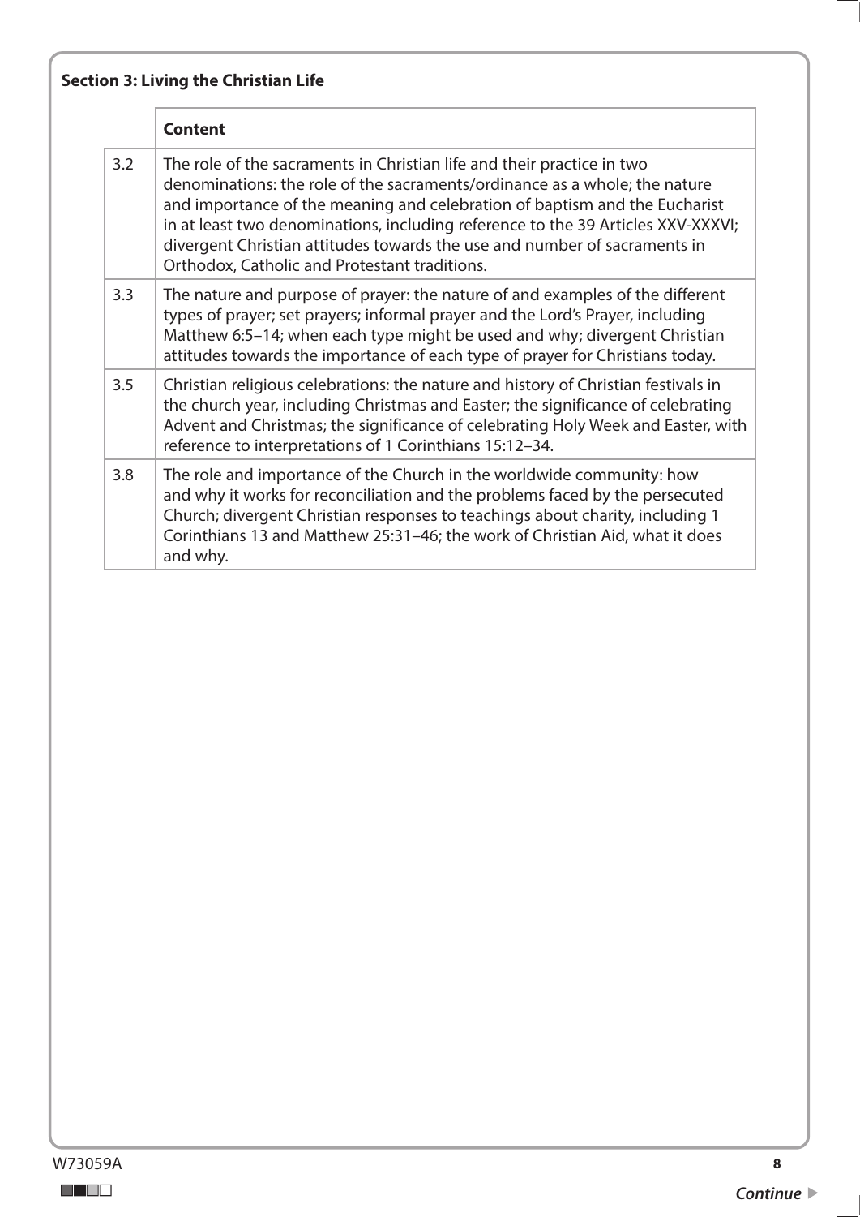**Section 3: Living the Christian Life**

| | Content |
|---|---|
| 3.2 | The role of the sacraments in Christian life and their practice in two denominations: the role of the sacraments/ordinance as a whole; the nature and importance of the meaning and celebration of baptism and the Eucharist in at least two denominations, including reference to the 39 Articles XXV-XXXVI; divergent Christian attitudes towards the use and number of sacraments in Orthodox, Catholic and Protestant traditions. |
| 3.3 | The nature and purpose of prayer: the nature of and examples of the different types of prayer; set prayers; informal prayer and the Lord's Prayer, including Matthew 6:5–14; when each type might be used and why; divergent Christian attitudes towards the importance of each type of prayer for Christians today. |
| 3.5 | Christian religious celebrations: the nature and history of Christian festivals in the church year, including Christmas and Easter; the significance of celebrating Advent and Christmas; the significance of celebrating Holy Week and Easter, with reference to interpretations of 1 Corinthians 15:12–34. |
| 3.8 | The role and importance of the Church in the worldwide community: how and why it works for reconciliation and the problems faced by the persecuted Church; divergent Christian responses to teachings about charity, including 1 Corinthians 13 and Matthew 25:31–46; the work of Christian Aid, what it does and why. |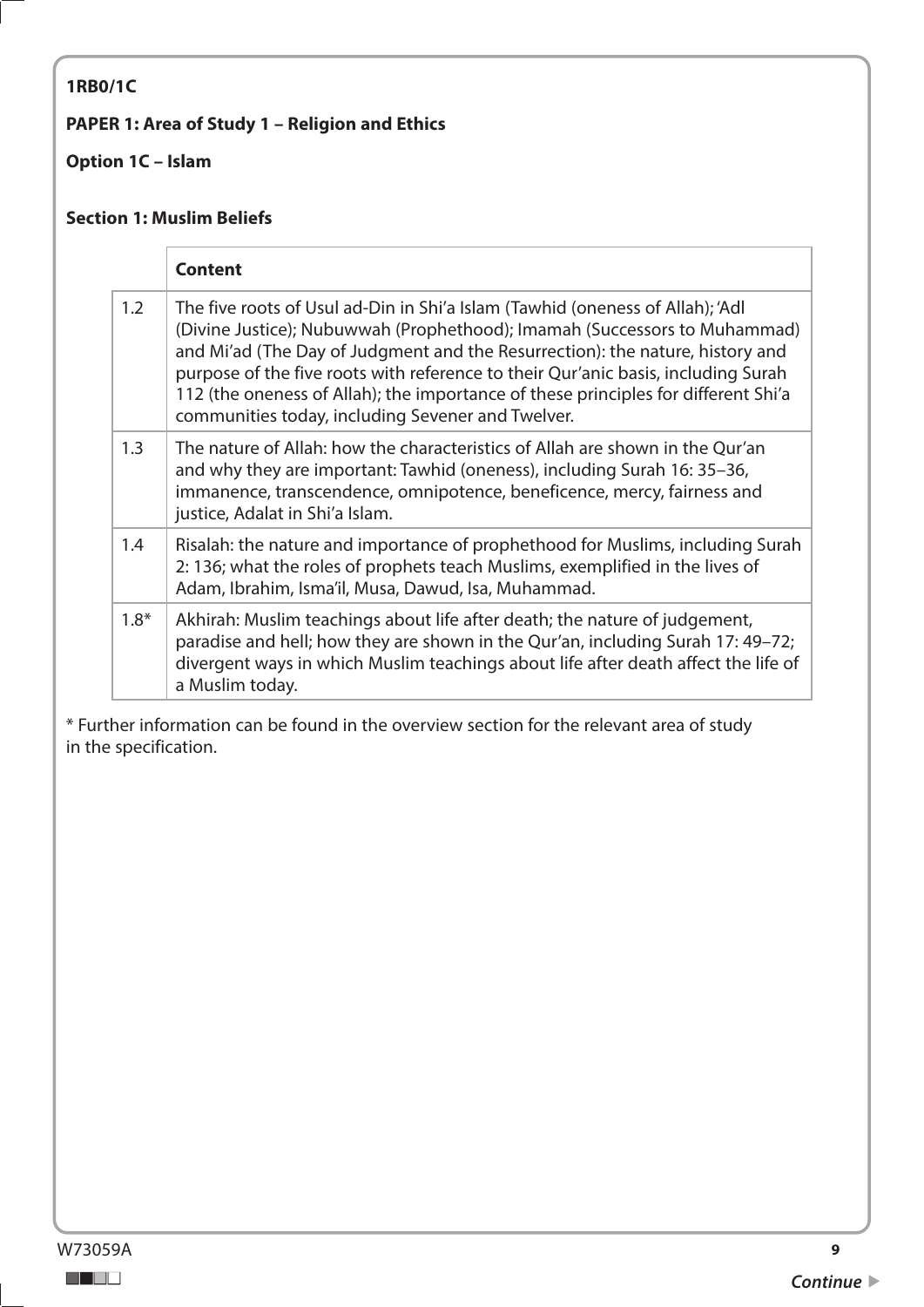**1RB0/1C**

**PAPER 1: Area of Study 1 – Religion and Ethics**

**Option 1C – Islam**

**Section 1: Muslim Beliefs**

| | **Content** |
|---|---|
| 1.2 | The five roots of Usul ad-Din in Shi'a Islam (Tawhid (oneness of Allah); 'Adl (Divine Justice); Nubuwwah (Prophethood); Imamah (Successors to Muhammad) and Mi'ad (The Day of Judgment and the Resurrection): the nature, history and purpose of the five roots with reference to their Qur'anic basis, including Surah 112 (the oneness of Allah); the importance of these principles for different Shi'a communities today, including Sevener and Twelver. |
| 1.3 | The nature of Allah: how the characteristics of Allah are shown in the Qur'an and why they are important: Tawhid (oneness), including Surah 16: 35–36, immanence, transcendence, omnipotence, beneficence, mercy, fairness and justice, Adalat in Shi'a Islam. |
| 1.4 | Risalah: the nature and importance of prophethood for Muslims, including Surah 2: 136; what the roles of prophets teach Muslims, exemplified in the lives of Adam, Ibrahim, Isma'il, Musa, Dawud, Isa, Muhammad. |
| 1.8* | Akhirah: Muslim teachings about life after death; the nature of judgement, paradise and hell; how they are shown in the Qur'an, including Surah 17: 49–72; divergent ways in which Muslim teachings about life after death affect the life of a Muslim today. |

* Further information can be found in the overview section for the relevant area of study in the specification.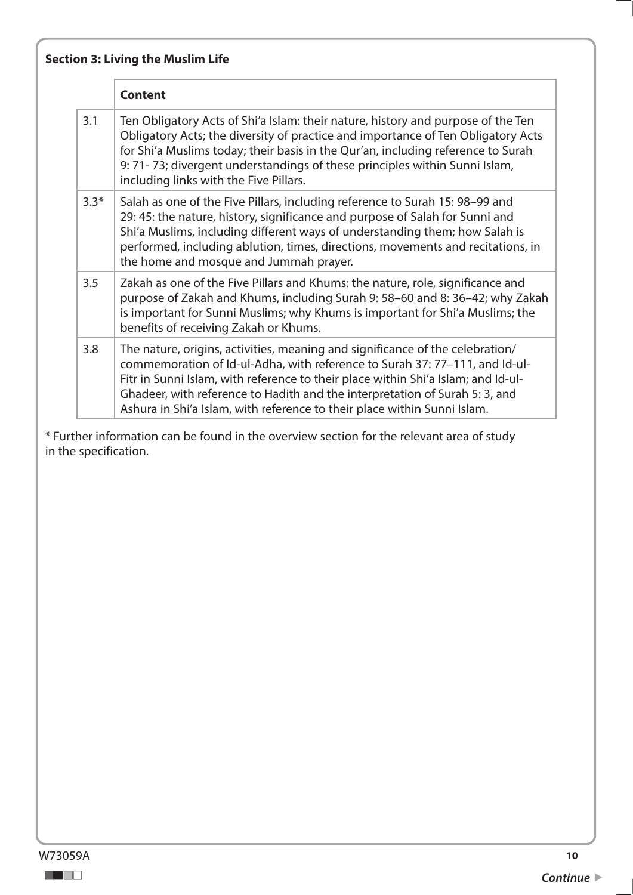**Section 3: Living the Muslim Life**

| | Content |
|---|---|
| 3.1 | Ten Obligatory Acts of Shi'a Islam: their nature, history and purpose of the Ten Obligatory Acts; the diversity of practice and importance of Ten Obligatory Acts for Shi'a Muslims today; their basis in the Qur'an, including reference to Surah 9: 71- 73; divergent understandings of these principles within Sunni Islam, including links with the Five Pillars. |
| 3.3* | Salah as one of the Five Pillars, including reference to Surah 15: 98–99 and 29: 45: the nature, history, significance and purpose of Salah for Sunni and Shi'a Muslims, including different ways of understanding them; how Salah is performed, including ablution, times, directions, movements and recitations, in the home and mosque and Jummah prayer. |
| 3.5 | Zakah as one of the Five Pillars and Khums: the nature, role, significance and purpose of Zakah and Khums, including Surah 9: 58–60 and 8: 36–42; why Zakah is important for Sunni Muslims; why Khums is important for Shi'a Muslims; the benefits of receiving Zakah or Khums. |
| 3.8 | The nature, origins, activities, meaning and significance of the celebration/ commemoration of Id-ul-Adha, with reference to Surah 37: 77–111, and Id-ul-Fitr in Sunni Islam, with reference to their place within Shi'a Islam; and Id-ul-Ghadeer, with reference to Hadith and the interpretation of Surah 5: 3, and Ashura in Shi'a Islam, with reference to their place within Sunni Islam. |

* Further information can be found in the overview section for the relevant area of study in the specification.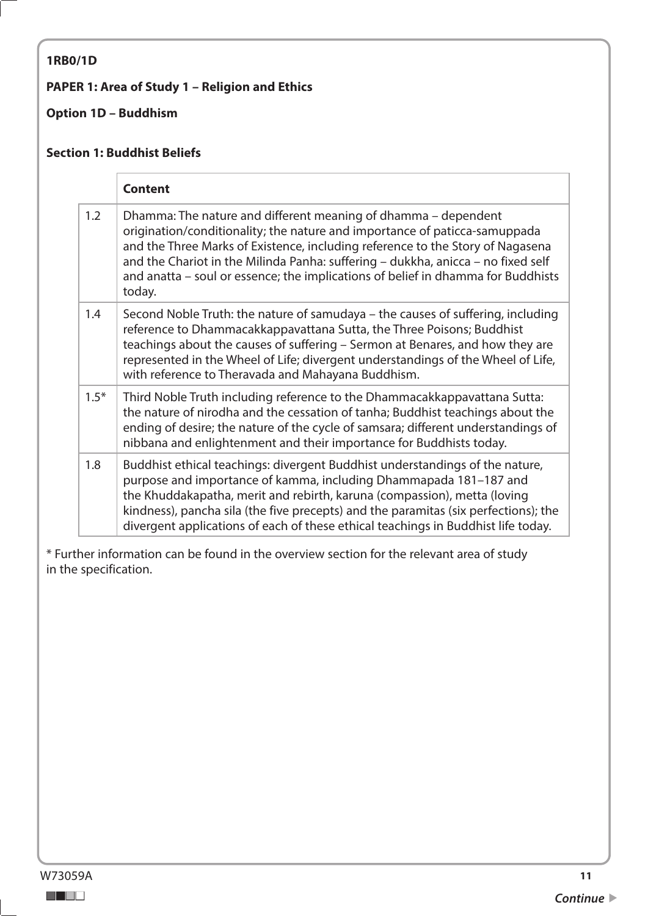**1RB0/1D**

**PAPER 1: Area of Study 1 – Religion and Ethics**

**Option 1D – Buddhism**

**Section 1: Buddhist Beliefs**

| | **Content** |
|---|---|
| 1.2 | Dhamma: The nature and different meaning of dhamma – dependent origination/conditionality; the nature and importance of paticca-samuppada and the Three Marks of Existence, including reference to the Story of Nagasena and the Chariot in the Milinda Panha: suffering – dukkha, anicca – no fixed self and anatta – soul or essence; the implications of belief in dhamma for Buddhists today. |
| 1.4 | Second Noble Truth: the nature of samudaya – the causes of suffering, including reference to Dhammacakkappavattana Sutta, the Three Poisons; Buddhist teachings about the causes of suffering – Sermon at Benares, and how they are represented in the Wheel of Life; divergent understandings of the Wheel of Life, with reference to Theravada and Mahayana Buddhism. |
| 1.5* | Third Noble Truth including reference to the Dhammacakkappavattana Sutta: the nature of nirodha and the cessation of tanha; Buddhist teachings about the ending of desire; the nature of the cycle of samsara; different understandings of nibbana and enlightenment and their importance for Buddhists today. |
| 1.8 | Buddhist ethical teachings: divergent Buddhist understandings of the nature, purpose and importance of kamma, including Dhammapada 181–187 and the Khuddakapatha, merit and rebirth, karuna (compassion), metta (loving kindness), pancha sila (the five precepts) and the paramitas (six perfections); the divergent applications of each of these ethical teachings in Buddhist life today. |

* Further information can be found in the overview section for the relevant area of study in the specification.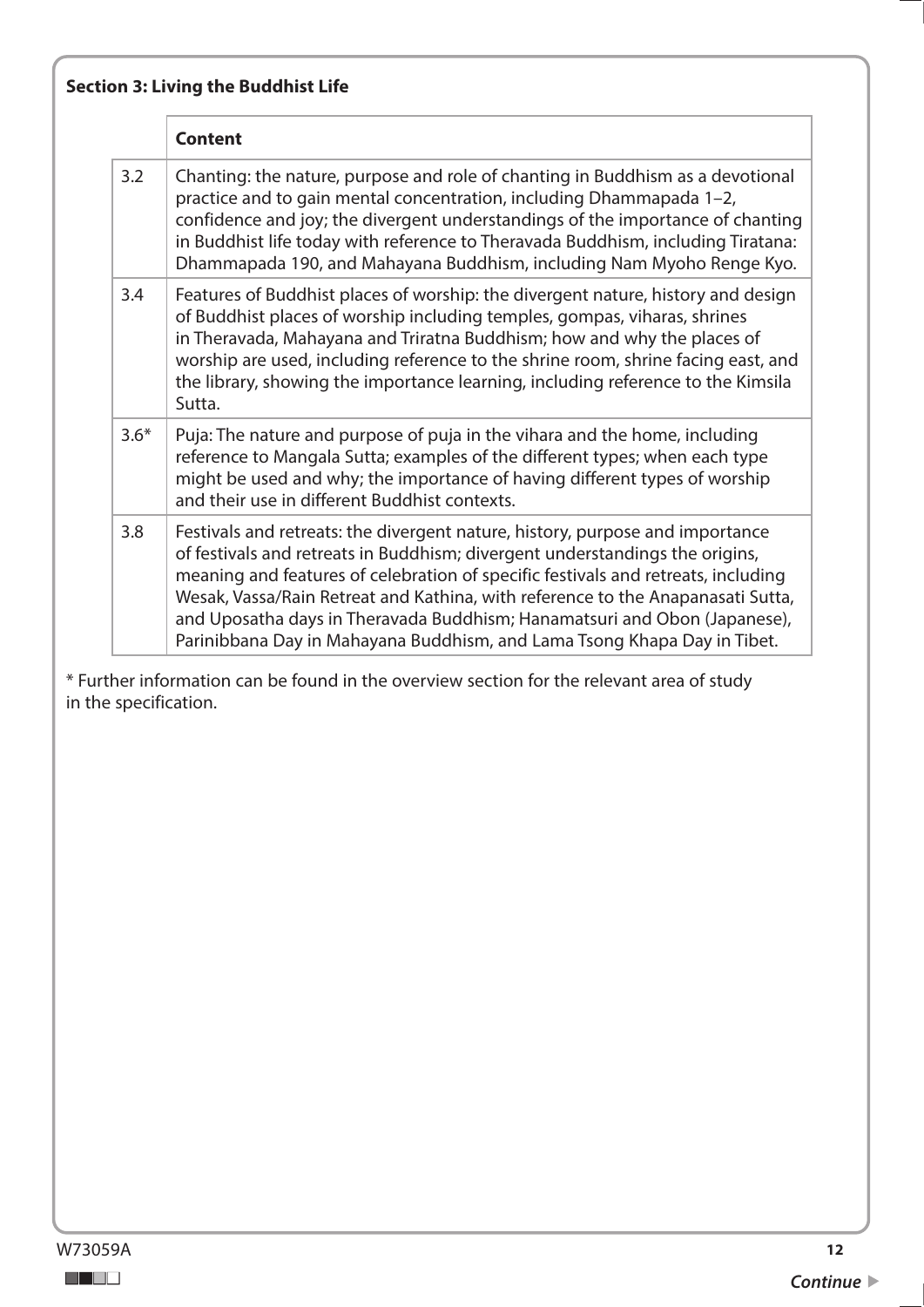**Section 3: Living the Buddhist Life**

| | Content |
|---|---|
| 3.2 | Chanting: the nature, purpose and role of chanting in Buddhism as a devotional practice and to gain mental concentration, including Dhammapada 1–2, confidence and joy; the divergent understandings of the importance of chanting in Buddhist life today with reference to Theravada Buddhism, including Tiratana: Dhammapada 190, and Mahayana Buddhism, including Nam Myoho Renge Kyo. |
| 3.4 | Features of Buddhist places of worship: the divergent nature, history and design of Buddhist places of worship including temples, gompas, viharas, shrines in Theravada, Mahayana and Triratna Buddhism; how and why the places of worship are used, including reference to the shrine room, shrine facing east, and the library, showing the importance learning, including reference to the Kimsila Sutta. |
| 3.6* | Puja: The nature and purpose of puja in the vihara and the home, including reference to Mangala Sutta; examples of the different types; when each type might be used and why; the importance of having different types of worship and their use in different Buddhist contexts. |
| 3.8 | Festivals and retreats: the divergent nature, history, purpose and importance of festivals and retreats in Buddhism; divergent understandings the origins, meaning and features of celebration of specific festivals and retreats, including Wesak, Vassa/Rain Retreat and Kathina, with reference to the Anapanasati Sutta, and Uposatha days in Theravada Buddhism; Hanamatsuri and Obon (Japanese), Parinibbana Day in Mahayana Buddhism, and Lama Tsong Khapa Day in Tibet. |

* Further information can be found in the overview section for the relevant area of study in the specification.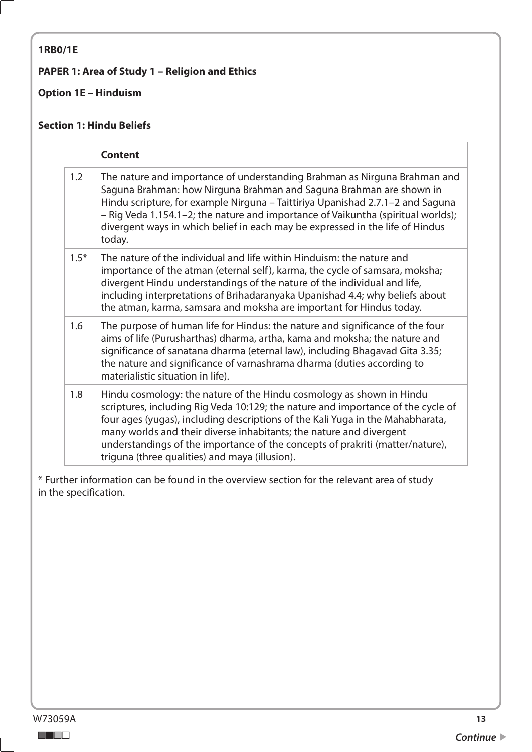**1RB0/1E**

**PAPER 1: Area of Study 1 – Religion and Ethics**

**Option 1E – Hinduism**

**Section 1: Hindu Beliefs**

| | **Content** |
|---|---|
| 1.2 | The nature and importance of understanding Brahman as Nirguna Brahman and Saguna Brahman: how Nirguna Brahman and Saguna Brahman are shown in Hindu scripture, for example Nirguna – Taittiriya Upanishad 2.7.1–2 and Saguna – Rig Veda 1.154.1–2; the nature and importance of Vaikuntha (spiritual worlds); divergent ways in which belief in each may be expressed in the life of Hindus today. |
| 1.5* | The nature of the individual and life within Hinduism: the nature and importance of the atman (eternal self), karma, the cycle of samsara, moksha; divergent Hindu understandings of the nature of the individual and life, including interpretations of Brihadaranyaka Upanishad 4.4; why beliefs about the atman, karma, samsara and moksha are important for Hindus today. |
| 1.6 | The purpose of human life for Hindus: the nature and significance of the four aims of life (Purusharthas) dharma, artha, kama and moksha; the nature and significance of sanatana dharma (eternal law), including Bhagavad Gita 3.35; the nature and significance of varnashrama dharma (duties according to materialistic situation in life). |
| 1.8 | Hindu cosmology: the nature of the Hindu cosmology as shown in Hindu scriptures, including Rig Veda 10:129; the nature and importance of the cycle of four ages (yugas), including descriptions of the Kali Yuga in the Mahabharata, many worlds and their diverse inhabitants; the nature and divergent understandings of the importance of the concepts of prakriti (matter/nature), triguna (three qualities) and maya (illusion). |

* Further information can be found in the overview section for the relevant area of study in the specification.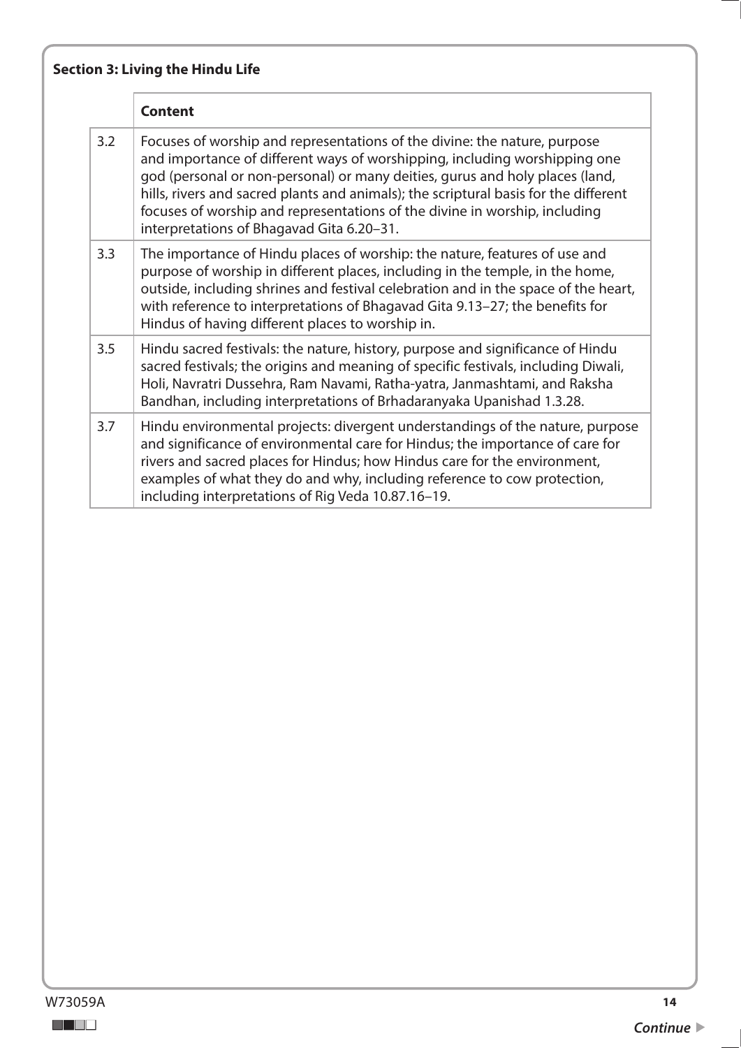**Section 3: Living the Hindu Life**

| | Content |
|---|---|
| 3.2 | Focuses of worship and representations of the divine: the nature, purpose and importance of different ways of worshipping, including worshipping one god (personal or non-personal) or many deities, gurus and holy places (land, hills, rivers and sacred plants and animals); the scriptural basis for the different focuses of worship and representations of the divine in worship, including interpretations of Bhagavad Gita 6.20–31. |
| 3.3 | The importance of Hindu places of worship: the nature, features of use and purpose of worship in different places, including in the temple, in the home, outside, including shrines and festival celebration and in the space of the heart, with reference to interpretations of Bhagavad Gita 9.13–27; the benefits for Hindus of having different places to worship in. |
| 3.5 | Hindu sacred festivals: the nature, history, purpose and significance of Hindu sacred festivals; the origins and meaning of specific festivals, including Diwali, Holi, Navratri Dussehra, Ram Navami, Ratha-yatra, Janmashtami, and Raksha Bandhan, including interpretations of Brhadaranyaka Upanishad 1.3.28. |
| 3.7 | Hindu environmental projects: divergent understandings of the nature, purpose and significance of environmental care for Hindus; the importance of care for rivers and sacred places for Hindus; how Hindus care for the environment, examples of what they do and why, including reference to cow protection, including interpretations of Rig Veda 10.87.16–19. |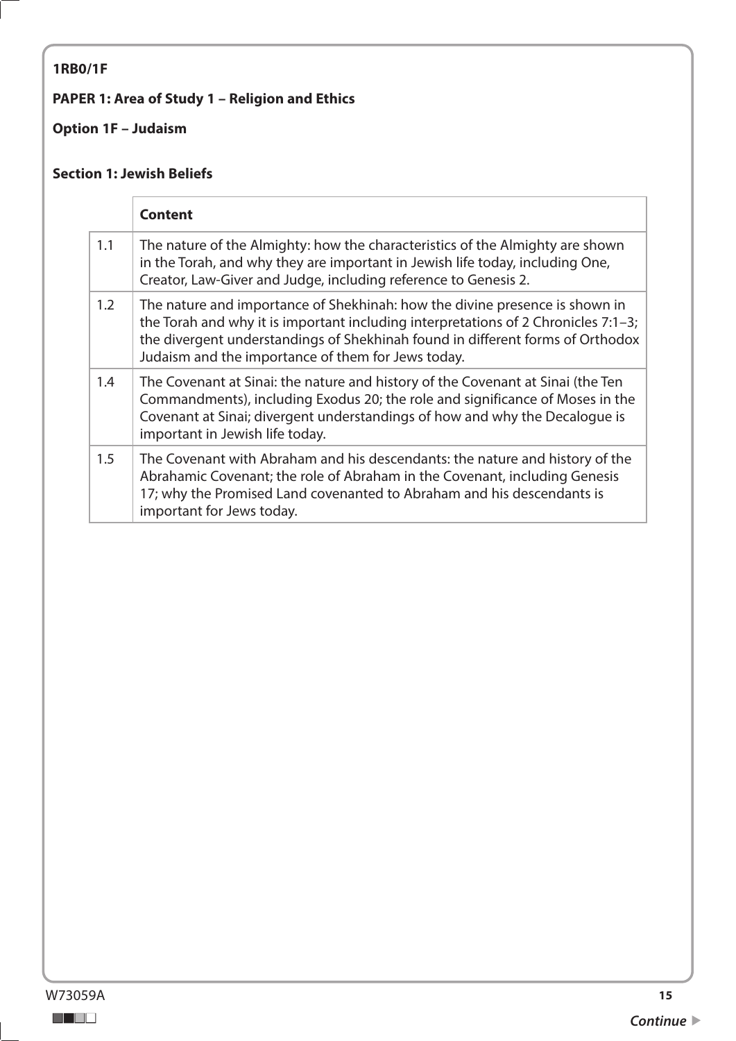**1RB0/1F**

**PAPER 1: Area of Study 1 – Religion and Ethics**

**Option 1F – Judaism**

**Section 1: Jewish Beliefs**

| | **Content** |
|---|---|
| 1.1 | The nature of the Almighty: how the characteristics of the Almighty are shown in the Torah, and why they are important in Jewish life today, including One, Creator, Law-Giver and Judge, including reference to Genesis 2. |
| 1.2 | The nature and importance of Shekhinah: how the divine presence is shown in the Torah and why it is important including interpretations of 2 Chronicles 7:1–3; the divergent understandings of Shekhinah found in different forms of Orthodox Judaism and the importance of them for Jews today. |
| 1.4 | The Covenant at Sinai: the nature and history of the Covenant at Sinai (the Ten Commandments), including Exodus 20; the role and significance of Moses in the Covenant at Sinai; divergent understandings of how and why the Decalogue is important in Jewish life today. |
| 1.5 | The Covenant with Abraham and his descendants: the nature and history of the Abrahamic Covenant; the role of Abraham in the Covenant, including Genesis 17; why the Promised Land covenanted to Abraham and his descendants is important for Jews today. |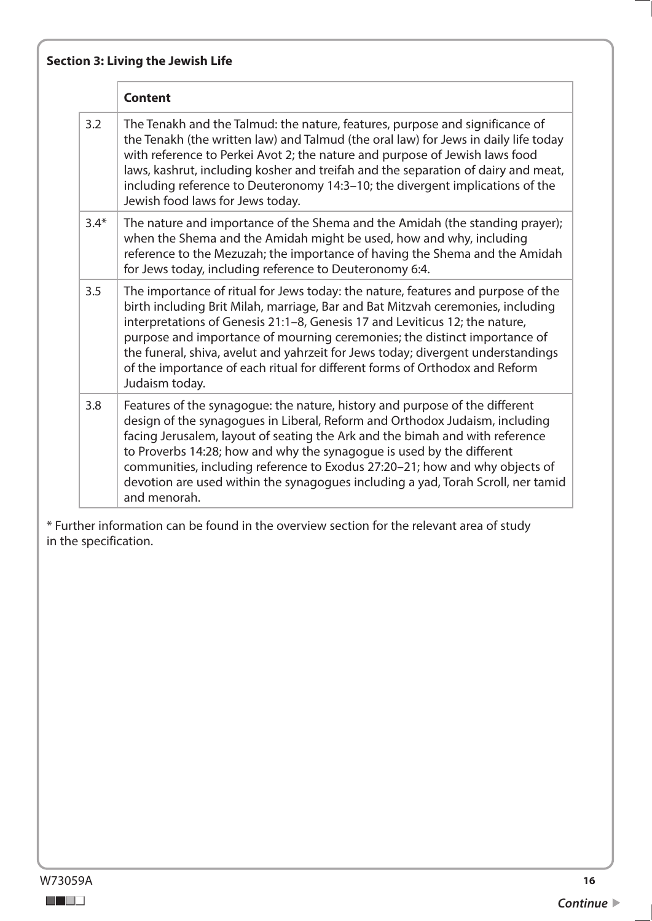**Section 3: Living the Jewish Life**

| | Content |
|---|---|
| 3.2 | The Tenakh and the Talmud: the nature, features, purpose and significance of the Tenakh (the written law) and Talmud (the oral law) for Jews in daily life today with reference to Perkei Avot 2; the nature and purpose of Jewish laws food laws, kashrut, including kosher and treifah and the separation of dairy and meat, including reference to Deuteronomy 14:3–10; the divergent implications of the Jewish food laws for Jews today. |
| 3.4* | The nature and importance of the Shema and the Amidah (the standing prayer); when the Shema and the Amidah might be used, how and why, including reference to the Mezuzah; the importance of having the Shema and the Amidah for Jews today, including reference to Deuteronomy 6:4. |
| 3.5 | The importance of ritual for Jews today: the nature, features and purpose of the birth including Brit Milah, marriage, Bar and Bat Mitzvah ceremonies, including interpretations of Genesis 21:1–8, Genesis 17 and Leviticus 12; the nature, purpose and importance of mourning ceremonies; the distinct importance of the funeral, shiva, avelut and yahrzeit for Jews today; divergent understandings of the importance of each ritual for different forms of Orthodox and Reform Judaism today. |
| 3.8 | Features of the synagogue: the nature, history and purpose of the different design of the synagogues in Liberal, Reform and Orthodox Judaism, including facing Jerusalem, layout of seating the Ark and the bimah and with reference to Proverbs 14:28; how and why the synagogue is used by the different communities, including reference to Exodus 27:20–21; how and why objects of devotion are used within the synagogues including a yad, Torah Scroll, ner tamid and menorah. |

* Further information can be found in the overview section for the relevant area of study in the specification.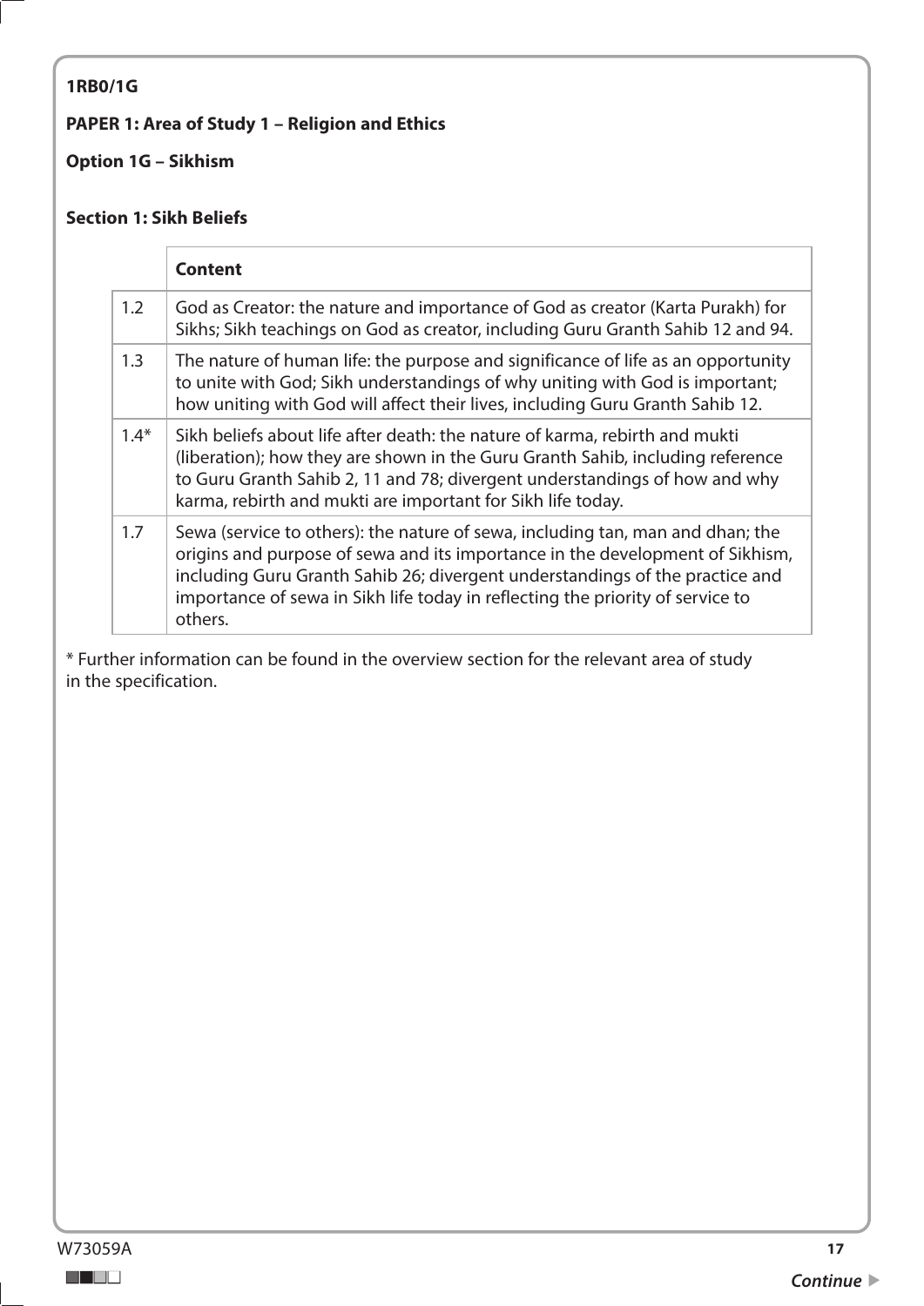**1RB0/1G**

**PAPER 1: Area of Study 1 – Religion and Ethics**

**Option 1G – Sikhism**

**Section 1: Sikh Beliefs**

| | **Content** |
|---|---|
| 1.2 | God as Creator: the nature and importance of God as creator (Karta Purakh) for Sikhs; Sikh teachings on God as creator, including Guru Granth Sahib 12 and 94. |
| 1.3 | The nature of human life: the purpose and significance of life as an opportunity to unite with God; Sikh understandings of why uniting with God is important; how uniting with God will affect their lives, including Guru Granth Sahib 12. |
| 1.4* | Sikh beliefs about life after death: the nature of karma, rebirth and mukti (liberation); how they are shown in the Guru Granth Sahib, including reference to Guru Granth Sahib 2, 11 and 78; divergent understandings of how and why karma, rebirth and mukti are important for Sikh life today. |
| 1.7 | Sewa (service to others): the nature of sewa, including tan, man and dhan; the origins and purpose of sewa and its importance in the development of Sikhism, including Guru Granth Sahib 26; divergent understandings of the practice and importance of sewa in Sikh life today in reflecting the priority of service to others. |

* Further information can be found in the overview section for the relevant area of study in the specification.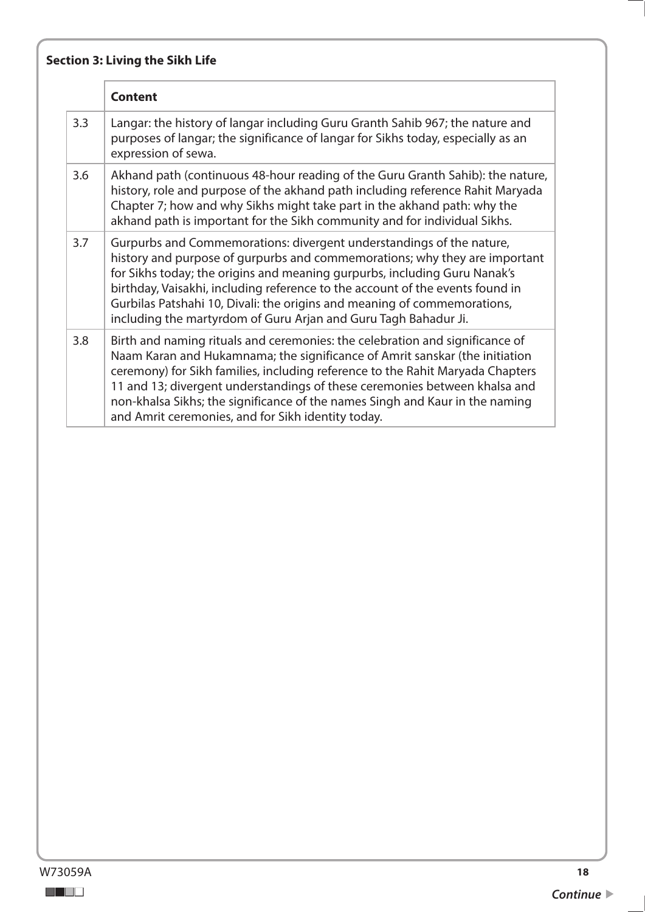**Section 3: Living the Sikh Life**

| | Content |
|---|---|
| 3.3 | Langar: the history of langar including Guru Granth Sahib 967; the nature and purposes of langar; the significance of langar for Sikhs today, especially as an expression of sewa. |
| 3.6 | Akhand path (continuous 48-hour reading of the Guru Granth Sahib): the nature, history, role and purpose of the akhand path including reference Rahit Maryada Chapter 7; how and why Sikhs might take part in the akhand path: why the akhand path is important for the Sikh community and for individual Sikhs. |
| 3.7 | Gurpurbs and Commemorations: divergent understandings of the nature, history and purpose of gurpurbs and commemorations; why they are important for Sikhs today; the origins and meaning gurpurbs, including Guru Nanak's birthday, Vaisakhi, including reference to the account of the events found in Gurbilas Patshahi 10, Divali: the origins and meaning of commemorations, including the martyrdom of Guru Arjan and Guru Tagh Bahadur Ji. |
| 3.8 | Birth and naming rituals and ceremonies: the celebration and significance of Naam Karan and Hukamnama; the significance of Amrit sanskar (the initiation ceremony) for Sikh families, including reference to the Rahit Maryada Chapters 11 and 13; divergent understandings of these ceremonies between khalsa and non-khalsa Sikhs; the significance of the names Singh and Kaur in the naming and Amrit ceremonies, and for Sikh identity today. |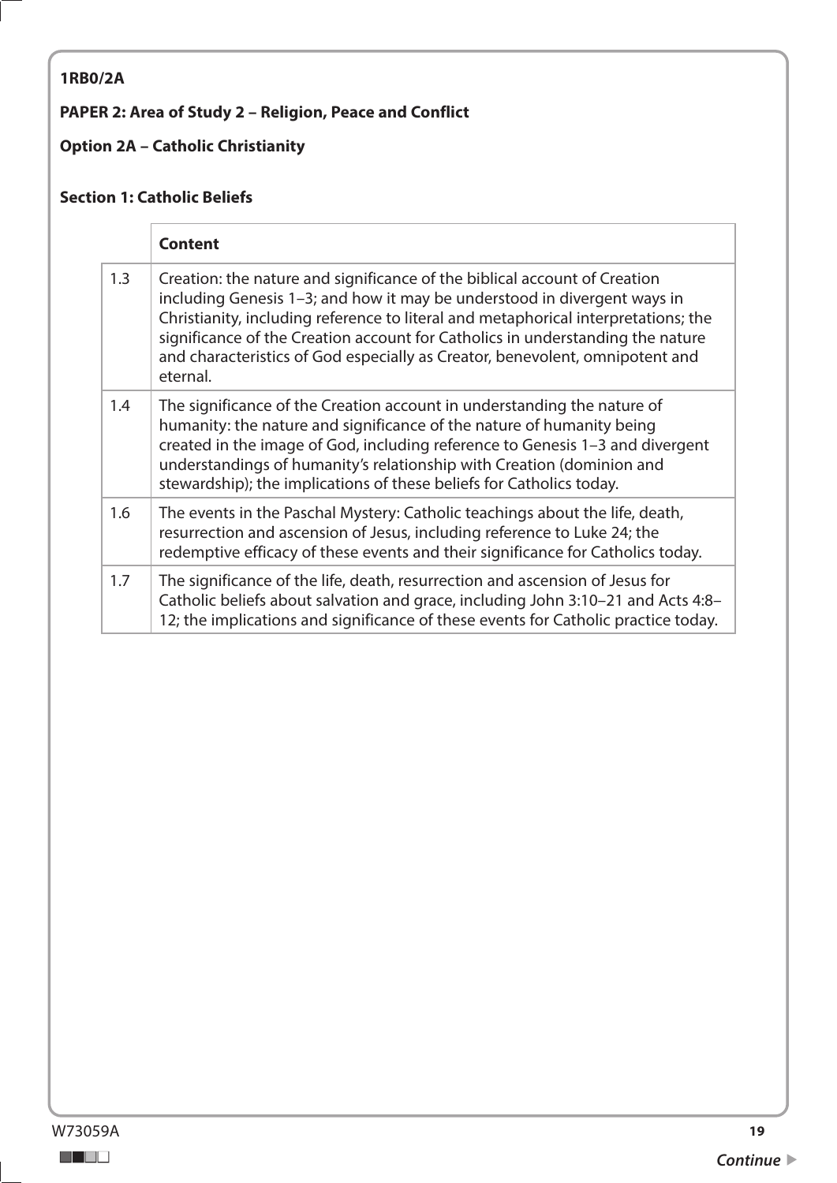**1RB0/2A**

**PAPER 2: Area of Study 2 – Religion, Peace and Conflict**

**Option 2A – Catholic Christianity**

**Section 1: Catholic Beliefs**

| | **Content** |
|---|---|
| 1.3 | Creation: the nature and significance of the biblical account of Creation including Genesis 1–3; and how it may be understood in divergent ways in Christianity, including reference to literal and metaphorical interpretations; the significance of the Creation account for Catholics in understanding the nature and characteristics of God especially as Creator, benevolent, omnipotent and eternal. |
| 1.4 | The significance of the Creation account in understanding the nature of humanity: the nature and significance of the nature of humanity being created in the image of God, including reference to Genesis 1–3 and divergent understandings of humanity's relationship with Creation (dominion and stewardship); the implications of these beliefs for Catholics today. |
| 1.6 | The events in the Paschal Mystery: Catholic teachings about the life, death, resurrection and ascension of Jesus, including reference to Luke 24; the redemptive efficacy of these events and their significance for Catholics today. |
| 1.7 | The significance of the life, death, resurrection and ascension of Jesus for Catholic beliefs about salvation and grace, including John 3:10–21 and Acts 4:8–12; the implications and significance of these events for Catholic practice today. |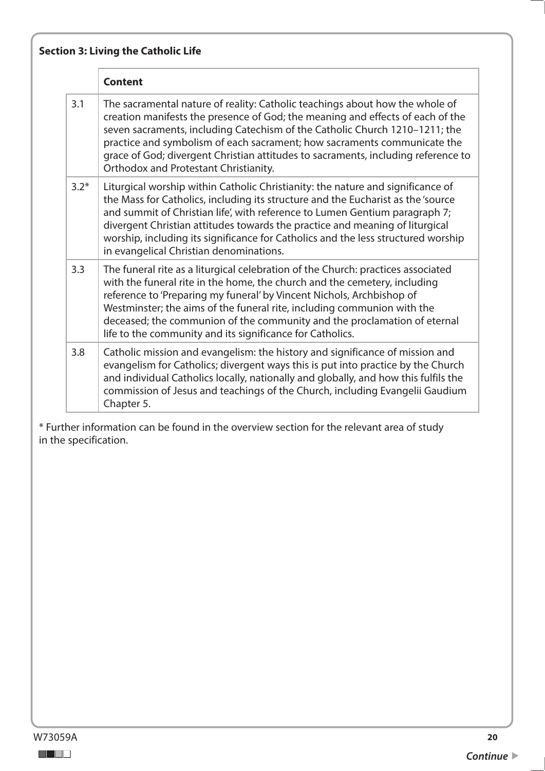**Section 3: Living the Catholic Life**

| | Content |
|---|---|
| 3.1 | The sacramental nature of reality: Catholic teachings about how the whole of creation manifests the presence of God; the meaning and effects of each of the seven sacraments, including Catechism of the Catholic Church 1210–1211; the practice and symbolism of each sacrament; how sacraments communicate the grace of God; divergent Christian attitudes to sacraments, including reference to Orthodox and Protestant Christianity. |
| 3.2* | Liturgical worship within Catholic Christianity: the nature and significance of the Mass for Catholics, including its structure and the Eucharist as the 'source and summit of Christian life', with reference to Lumen Gentium paragraph 7; divergent Christian attitudes towards the practice and meaning of liturgical worship, including its significance for Catholics and the less structured worship in evangelical Christian denominations. |
| 3.3 | The funeral rite as a liturgical celebration of the Church: practices associated with the funeral rite in the home, the church and the cemetery, including reference to 'Preparing my funeral' by Vincent Nichols, Archbishop of Westminster; the aims of the funeral rite, including communion with the deceased; the communion of the community and the proclamation of eternal life to the community and its significance for Catholics. |
| 3.8 | Catholic mission and evangelism: the history and significance of mission and evangelism for Catholics; divergent ways this is put into practice by the Church and individual Catholics locally, nationally and globally, and how this fulfils the commission of Jesus and teachings of the Church, including Evangelii Gaudium Chapter 5. |

* Further information can be found in the overview section for the relevant area of study in the specification.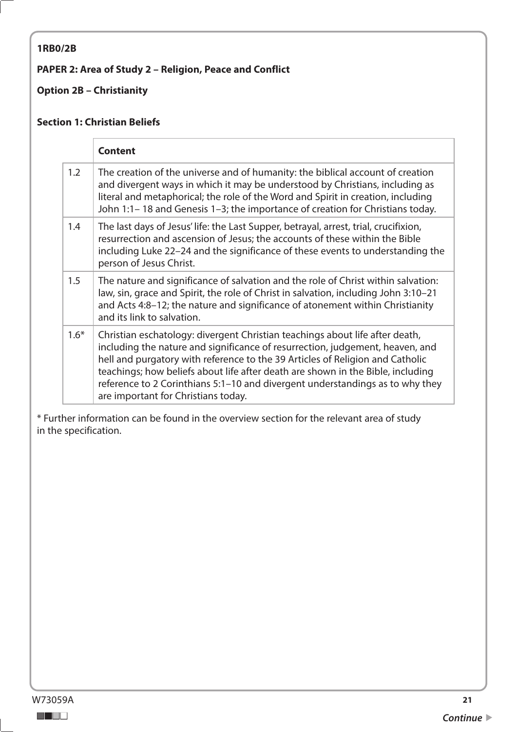**1RB0/2B**

**PAPER 2: Area of Study 2 – Religion, Peace and Conflict**

**Option 2B – Christianity**

**Section 1: Christian Beliefs**

| | **Content** |
|---|---|
| 1.2 | The creation of the universe and of humanity: the biblical account of creation and divergent ways in which it may be understood by Christians, including as literal and metaphorical; the role of the Word and Spirit in creation, including John 1:1– 18 and Genesis 1–3; the importance of creation for Christians today. |
| 1.4 | The last days of Jesus' life: the Last Supper, betrayal, arrest, trial, crucifixion, resurrection and ascension of Jesus; the accounts of these within the Bible including Luke 22–24 and the significance of these events to understanding the person of Jesus Christ. |
| 1.5 | The nature and significance of salvation and the role of Christ within salvation: law, sin, grace and Spirit, the role of Christ in salvation, including John 3:10–21 and Acts 4:8–12; the nature and significance of atonement within Christianity and its link to salvation. |
| 1.6* | Christian eschatology: divergent Christian teachings about life after death, including the nature and significance of resurrection, judgement, heaven, and hell and purgatory with reference to the 39 Articles of Religion and Catholic teachings; how beliefs about life after death are shown in the Bible, including reference to 2 Corinthians 5:1–10 and divergent understandings as to why they are important for Christians today. |

* Further information can be found in the overview section for the relevant area of study in the specification.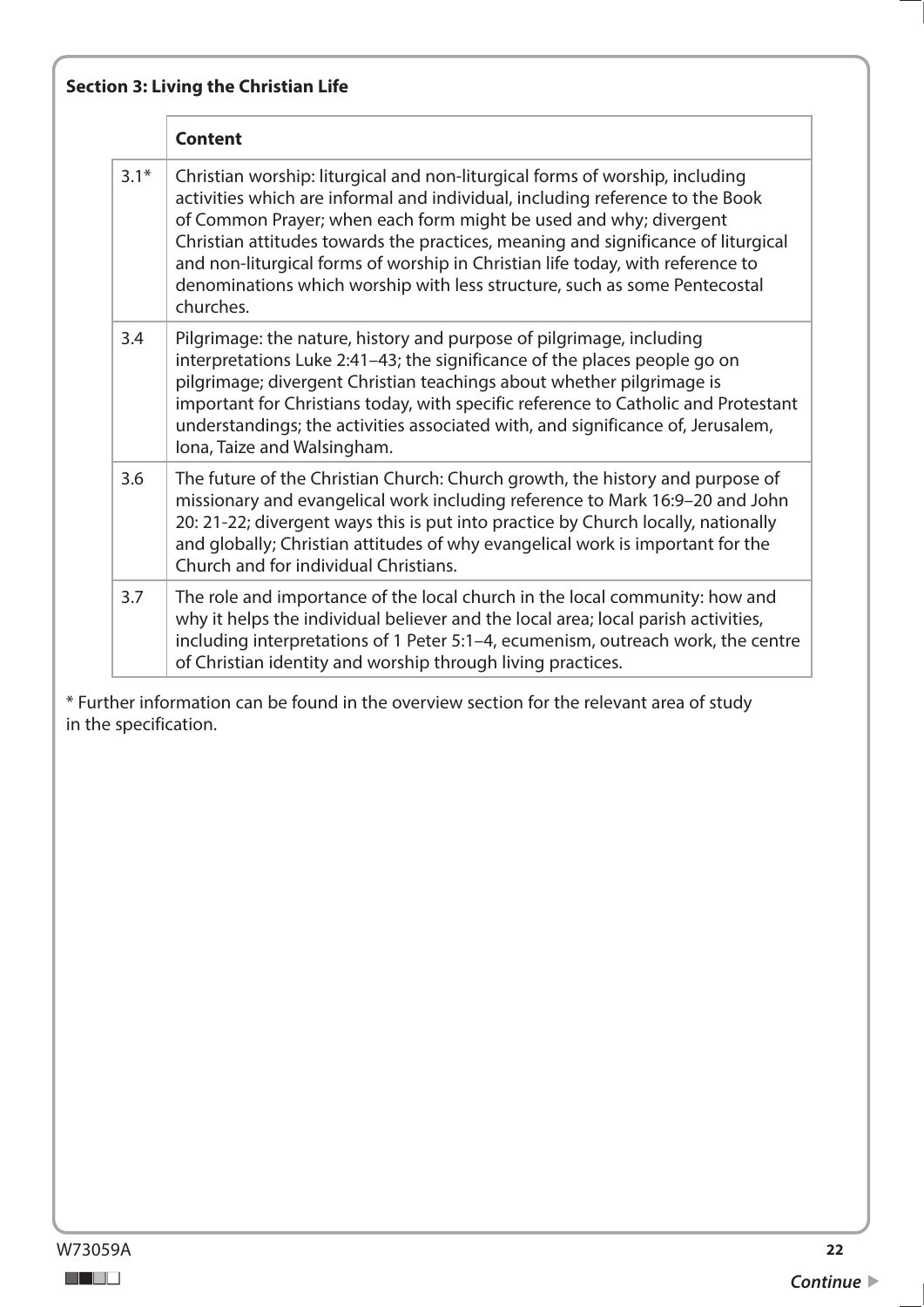**Section 3: Living the Christian Life**

| | Content |
|---|---|
| 3.1* | Christian worship: liturgical and non-liturgical forms of worship, including activities which are informal and individual, including reference to the Book of Common Prayer; when each form might be used and why; divergent Christian attitudes towards the practices, meaning and significance of liturgical and non-liturgical forms of worship in Christian life today, with reference to denominations which worship with less structure, such as some Pentecostal churches. |
| 3.4 | Pilgrimage: the nature, history and purpose of pilgrimage, including interpretations Luke 2:41–43; the significance of the places people go on pilgrimage; divergent Christian teachings about whether pilgrimage is important for Christians today, with specific reference to Catholic and Protestant understandings; the activities associated with, and significance of, Jerusalem, Iona, Taize and Walsingham. |
| 3.6 | The future of the Christian Church: Church growth, the history and purpose of missionary and evangelical work including reference to Mark 16:9–20 and John 20: 21-22; divergent ways this is put into practice by Church locally, nationally and globally; Christian attitudes of why evangelical work is important for the Church and for individual Christians. |
| 3.7 | The role and importance of the local church in the local community: how and why it helps the individual believer and the local area; local parish activities, including interpretations of 1 Peter 5:1–4, ecumenism, outreach work, the centre of Christian identity and worship through living practices. |

* Further information can be found in the overview section for the relevant area of study in the specification.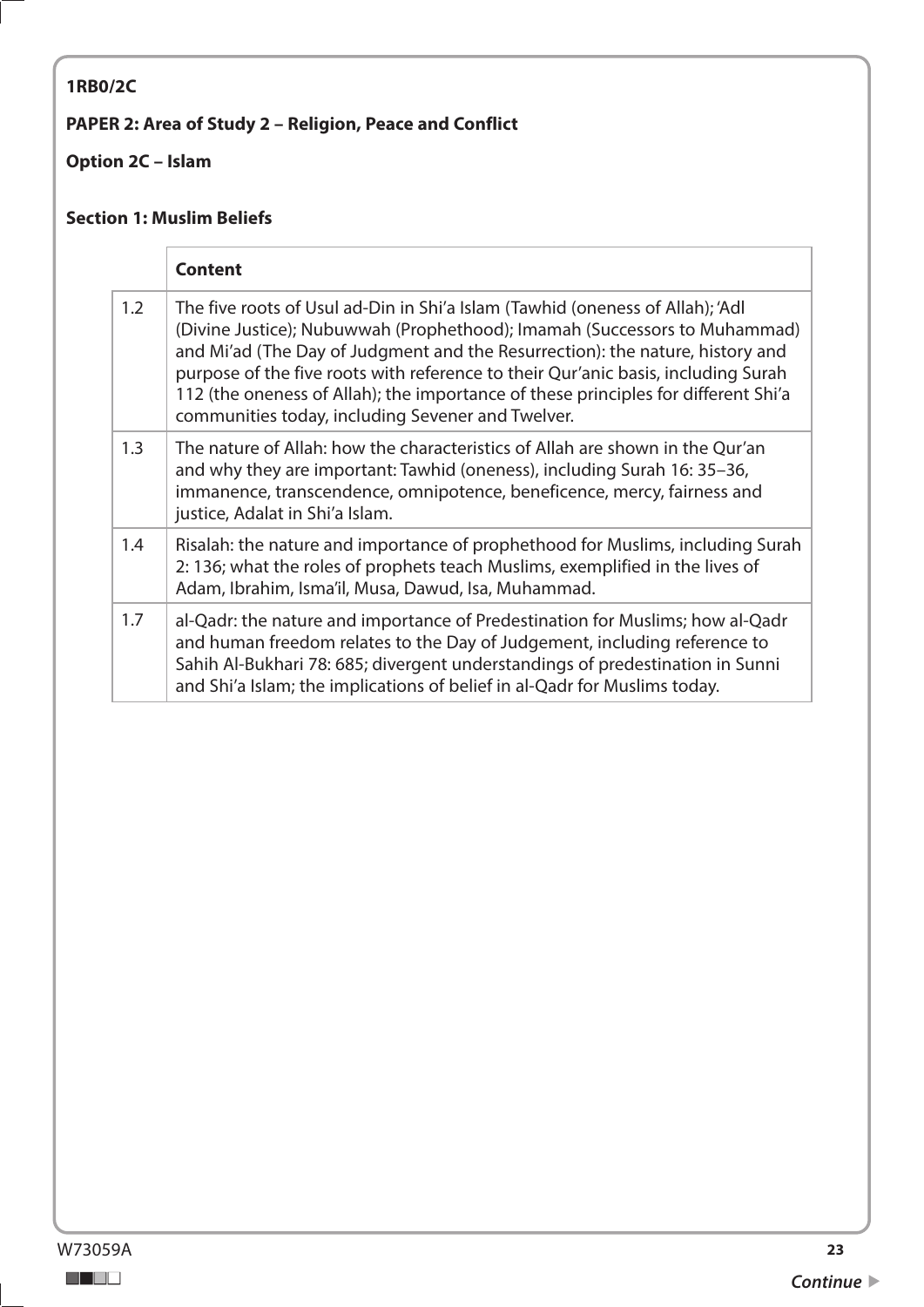**1RB0/2C**

**PAPER 2: Area of Study 2 – Religion, Peace and Conflict**

**Option 2C – Islam**

**Section 1: Muslim Beliefs**

| | **Content** |
|---|---|
| 1.2 | The five roots of Usul ad-Din in Shi'a Islam (Tawhid (oneness of Allah); 'Adl (Divine Justice); Nubuwwah (Prophethood); Imamah (Successors to Muhammad) and Mi'ad (The Day of Judgment and the Resurrection): the nature, history and purpose of the five roots with reference to their Qur'anic basis, including Surah 112 (the oneness of Allah); the importance of these principles for different Shi'a communities today, including Sevener and Twelver. |
| 1.3 | The nature of Allah: how the characteristics of Allah are shown in the Qur'an and why they are important: Tawhid (oneness), including Surah 16: 35–36, immanence, transcendence, omnipotence, beneficence, mercy, fairness and justice, Adalat in Shi'a Islam. |
| 1.4 | Risalah: the nature and importance of prophethood for Muslims, including Surah 2: 136; what the roles of prophets teach Muslims, exemplified in the lives of Adam, Ibrahim, Isma'il, Musa, Dawud, Isa, Muhammad. |
| 1.7 | al-Qadr: the nature and importance of Predestination for Muslims; how al-Qadr and human freedom relates to the Day of Judgement, including reference to Sahih Al-Bukhari 78: 685; divergent understandings of predestination in Sunni and Shi'a Islam; the implications of belief in al-Qadr for Muslims today. |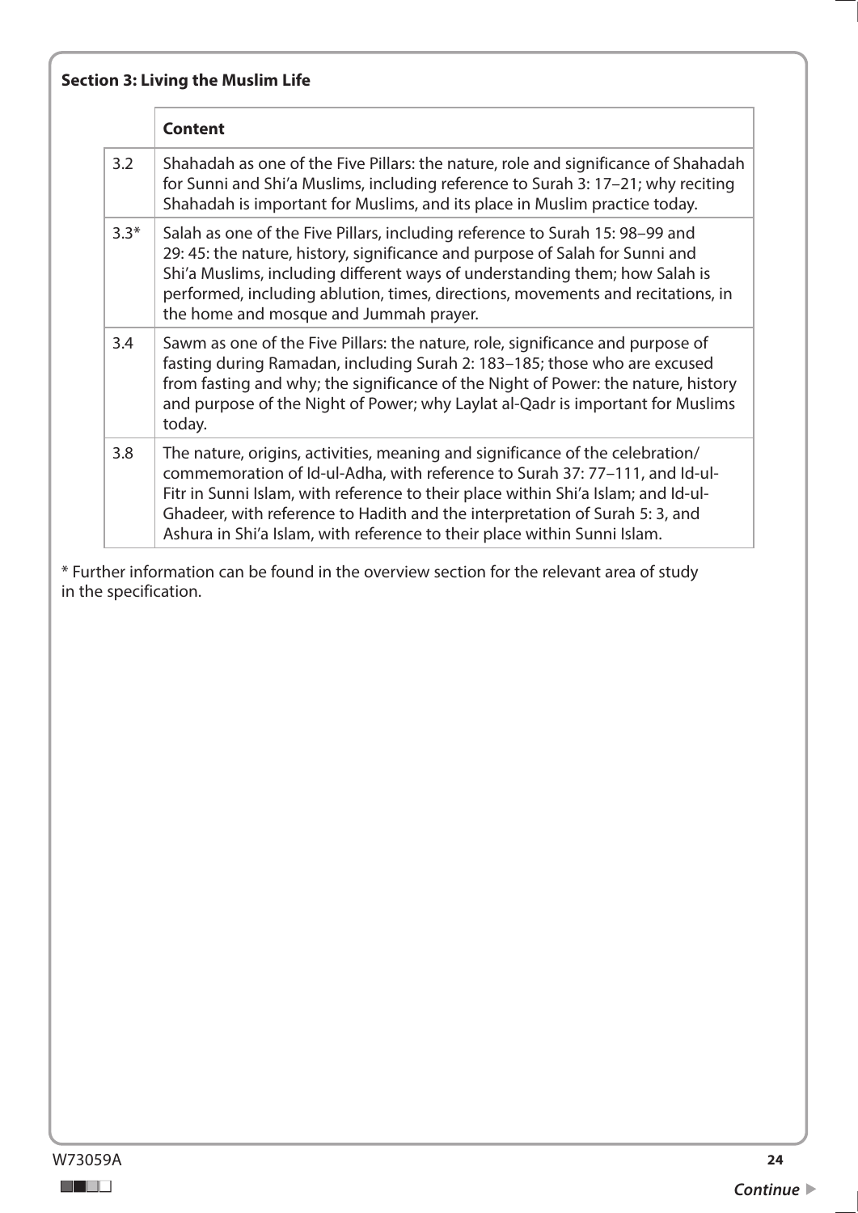**Section 3: Living the Muslim Life**

| | Content |
|---|---|
| 3.2 | Shahadah as one of the Five Pillars: the nature, role and significance of Shahadah for Sunni and Shi'a Muslims, including reference to Surah 3: 17–21; why reciting Shahadah is important for Muslims, and its place in Muslim practice today. |
| 3.3* | Salah as one of the Five Pillars, including reference to Surah 15: 98–99 and 29: 45: the nature, history, significance and purpose of Salah for Sunni and Shi'a Muslims, including different ways of understanding them; how Salah is performed, including ablution, times, directions, movements and recitations, in the home and mosque and Jummah prayer. |
| 3.4 | Sawm as one of the Five Pillars: the nature, role, significance and purpose of fasting during Ramadan, including Surah 2: 183–185; those who are excused from fasting and why; the significance of the Night of Power: the nature, history and purpose of the Night of Power; why Laylat al-Qadr is important for Muslims today. |
| 3.8 | The nature, origins, activities, meaning and significance of the celebration/commemoration of Id-ul-Adha, with reference to Surah 37: 77–111, and Id-ul-Fitr in Sunni Islam, with reference to their place within Shi'a Islam; and Id-ul-Ghadeer, with reference to Hadith and the interpretation of Surah 5: 3, and Ashura in Shi'a Islam, with reference to their place within Sunni Islam. |

* Further information can be found in the overview section for the relevant area of study in the specification.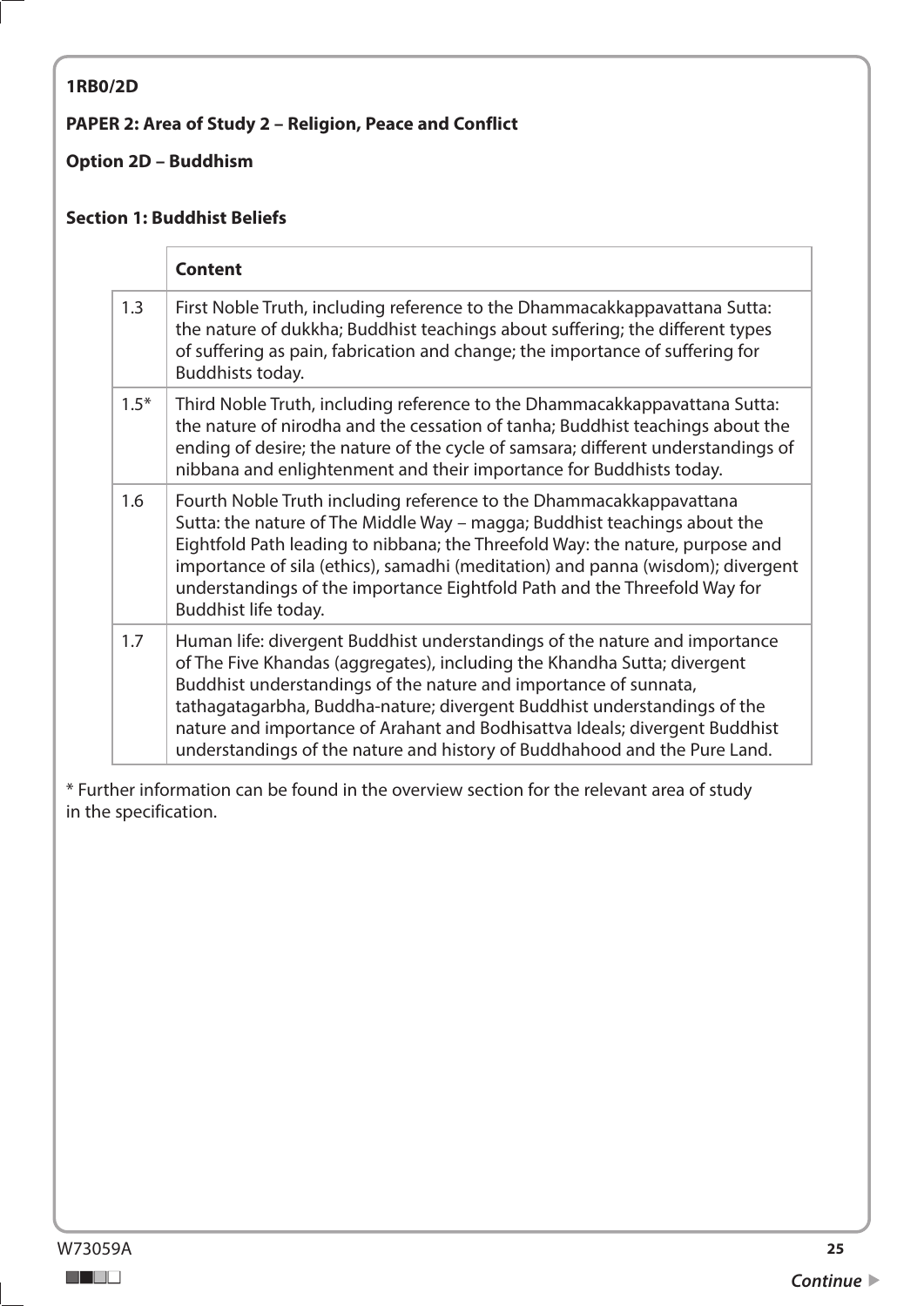**1RB0/2D**

**PAPER 2: Area of Study 2 – Religion, Peace and Conflict**

**Option 2D – Buddhism**

**Section 1: Buddhist Beliefs**

| | **Content** |
|---|---|
| 1.3 | First Noble Truth, including reference to the Dhammacakkappavattana Sutta: the nature of dukkha; Buddhist teachings about suffering; the different types of suffering as pain, fabrication and change; the importance of suffering for Buddhists today. |
| 1.5* | Third Noble Truth, including reference to the Dhammacakkappavattana Sutta: the nature of nirodha and the cessation of tanha; Buddhist teachings about the ending of desire; the nature of the cycle of samsara; different understandings of nibbana and enlightenment and their importance for Buddhists today. |
| 1.6 | Fourth Noble Truth including reference to the Dhammacakkappavattana Sutta: the nature of The Middle Way – magga; Buddhist teachings about the Eightfold Path leading to nibbana; the Threefold Way: the nature, purpose and importance of sila (ethics), samadhi (meditation) and panna (wisdom); divergent understandings of the importance Eightfold Path and the Threefold Way for Buddhist life today. |
| 1.7 | Human life: divergent Buddhist understandings of the nature and importance of The Five Khandas (aggregates), including the Khandha Sutta; divergent Buddhist understandings of the nature and importance of sunnata, tathagatagarbha, Buddha-nature; divergent Buddhist understandings of the nature and importance of Arahant and Bodhisattva Ideals; divergent Buddhist understandings of the nature and history of Buddhahood and the Pure Land. |

* Further information can be found in the overview section for the relevant area of study in the specification.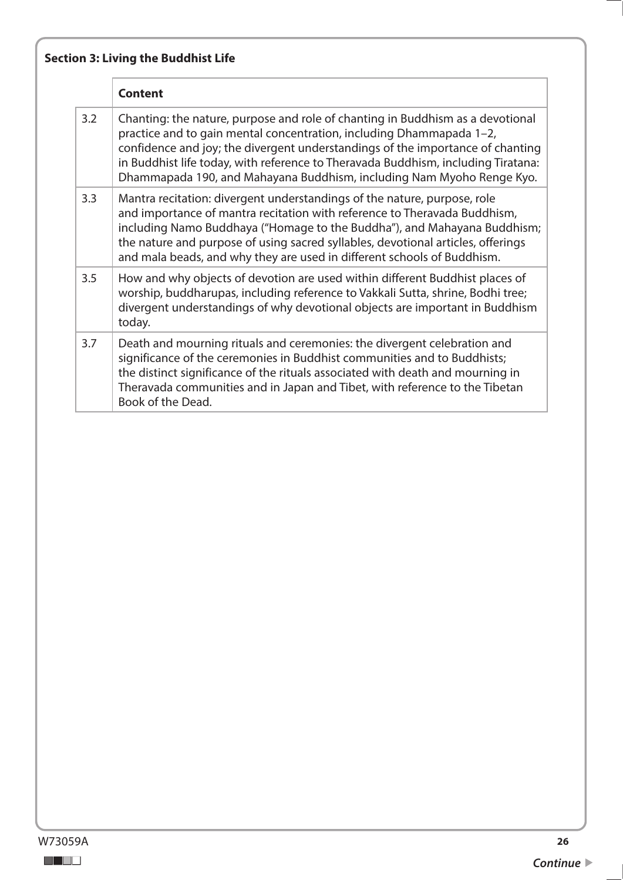**Section 3: Living the Buddhist Life**

| | Content |
|---|---|
| 3.2 | Chanting: the nature, purpose and role of chanting in Buddhism as a devotional practice and to gain mental concentration, including Dhammapada 1–2, confidence and joy; the divergent understandings of the importance of chanting in Buddhist life today, with reference to Theravada Buddhism, including Tiratana: Dhammapada 190, and Mahayana Buddhism, including Nam Myoho Renge Kyo. |
| 3.3 | Mantra recitation: divergent understandings of the nature, purpose, role and importance of mantra recitation with reference to Theravada Buddhism, including Namo Buddhaya ("Homage to the Buddha"), and Mahayana Buddhism; the nature and purpose of using sacred syllables, devotional articles, offerings and mala beads, and why they are used in different schools of Buddhism. |
| 3.5 | How and why objects of devotion are used within different Buddhist places of worship, buddharupas, including reference to Vakkali Sutta, shrine, Bodhi tree; divergent understandings of why devotional objects are important in Buddhism today. |
| 3.7 | Death and mourning rituals and ceremonies: the divergent celebration and significance of the ceremonies in Buddhist communities and to Buddhists; the distinct significance of the rituals associated with death and mourning in Theravada communities and in Japan and Tibet, with reference to the Tibetan Book of the Dead. |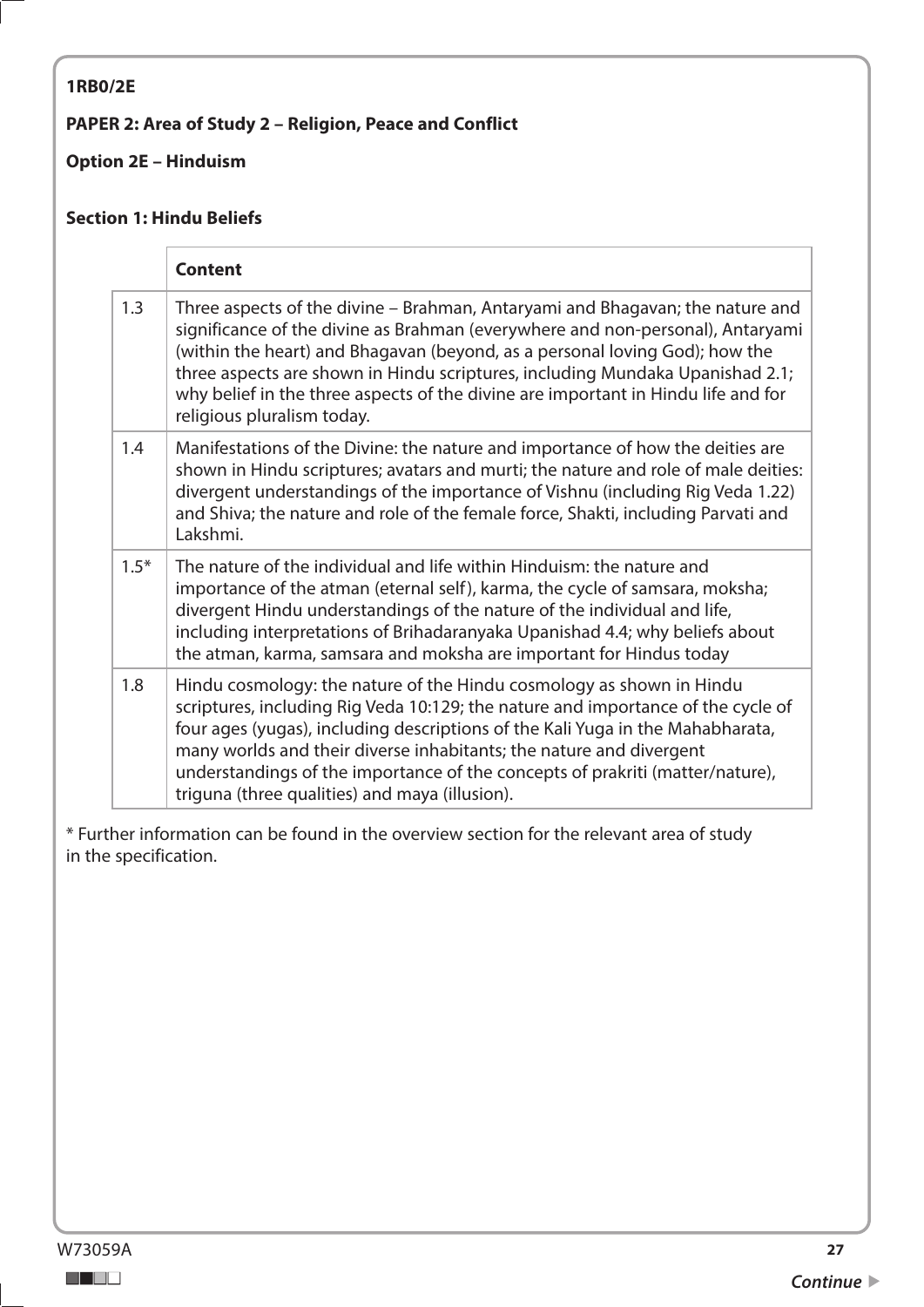**1RB0/2E**

**PAPER 2: Area of Study 2 – Religion, Peace and Conflict**

**Option 2E – Hinduism**

**Section 1: Hindu Beliefs**

| | **Content** |
|---|---|
| 1.3 | Three aspects of the divine – Brahman, Antaryami and Bhagavan; the nature and significance of the divine as Brahman (everywhere and non-personal), Antaryami (within the heart) and Bhagavan (beyond, as a personal loving God); how the three aspects are shown in Hindu scriptures, including Mundaka Upanishad 2.1; why belief in the three aspects of the divine are important in Hindu life and for religious pluralism today. |
| 1.4 | Manifestations of the Divine: the nature and importance of how the deities are shown in Hindu scriptures; avatars and murti; the nature and role of male deities: divergent understandings of the importance of Vishnu (including Rig Veda 1.22) and Shiva; the nature and role of the female force, Shakti, including Parvati and Lakshmi. |
| 1.5* | The nature of the individual and life within Hinduism: the nature and importance of the atman (eternal self), karma, the cycle of samsara, moksha; divergent Hindu understandings of the nature of the individual and life, including interpretations of Brihadaranyaka Upanishad 4.4; why beliefs about the atman, karma, samsara and moksha are important for Hindus today |
| 1.8 | Hindu cosmology: the nature of the Hindu cosmology as shown in Hindu scriptures, including Rig Veda 10:129; the nature and importance of the cycle of four ages (yugas), including descriptions of the Kali Yuga in the Mahabharata, many worlds and their diverse inhabitants; the nature and divergent understandings of the importance of the concepts of prakriti (matter/nature), triguna (three qualities) and maya (illusion). |

\* Further information can be found in the overview section for the relevant area of study in the specification.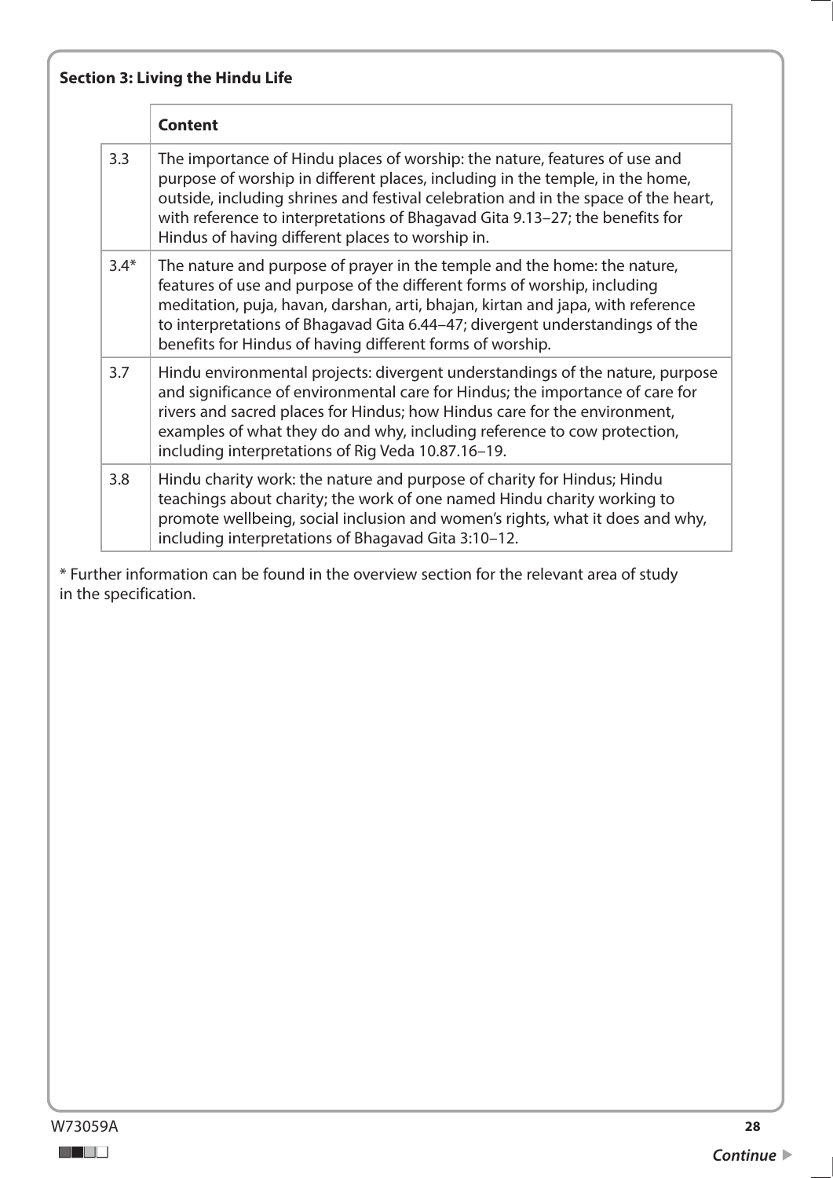**Section 3: Living the Hindu Life**

| | **Content** |
|---|---|
| 3.3 | The importance of Hindu places of worship: the nature, features of use and purpose of worship in different places, including in the temple, in the home, outside, including shrines and festival celebration and in the space of the heart, with reference to interpretations of Bhagavad Gita 9.13–27; the benefits for Hindus of having different places to worship in. |
| 3.4* | The nature and purpose of prayer in the temple and the home: the nature, features of use and purpose of the different forms of worship, including meditation, puja, havan, darshan, arti, bhajan, kirtan and japa, with reference to interpretations of Bhagavad Gita 6.44–47; divergent understandings of the benefits for Hindus of having different forms of worship. |
| 3.7 | Hindu environmental projects: divergent understandings of the nature, purpose and significance of environmental care for Hindus; the importance of care for rivers and sacred places for Hindus; how Hindus care for the environment, examples of what they do and why, including reference to cow protection, including interpretations of Rig Veda 10.87.16–19. |
| 3.8 | Hindu charity work: the nature and purpose of charity for Hindus; Hindu teachings about charity; the work of one named Hindu charity working to promote wellbeing, social inclusion and women's rights, what it does and why, including interpretations of Bhagavad Gita 3:10–12. |

* Further information can be found in the overview section for the relevant area of study in the specification.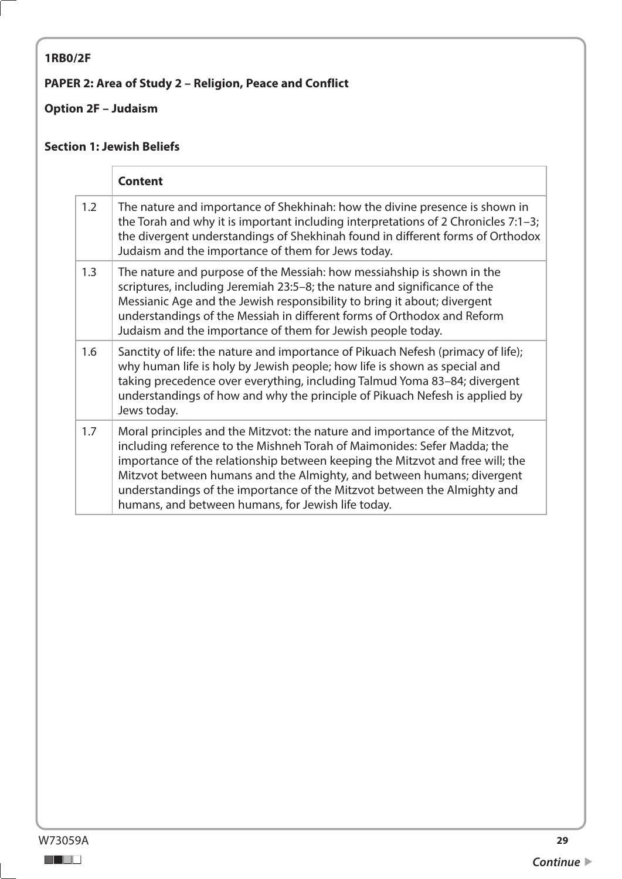**1RB0/2F**

**PAPER 2: Area of Study 2 – Religion, Peace and Conflict**

**Option 2F – Judaism**

**Section 1: Jewish Beliefs**

| | **Content** |
|---|---|
| 1.2 | The nature and importance of Shekhinah: how the divine presence is shown in the Torah and why it is important including interpretations of 2 Chronicles 7:1–3; the divergent understandings of Shekhinah found in different forms of Orthodox Judaism and the importance of them for Jews today. |
| 1.3 | The nature and purpose of the Messiah: how messiahship is shown in the scriptures, including Jeremiah 23:5–8; the nature and significance of the Messianic Age and the Jewish responsibility to bring it about; divergent understandings of the Messiah in different forms of Orthodox and Reform Judaism and the importance of them for Jewish people today. |
| 1.6 | Sanctity of life: the nature and importance of Pikuach Nefesh (primacy of life); why human life is holy by Jewish people; how life is shown as special and taking precedence over everything, including Talmud Yoma 83–84; divergent understandings of how and why the principle of Pikuach Nefesh is applied by Jews today. |
| 1.7 | Moral principles and the Mitzvot: the nature and importance of the Mitzvot, including reference to the Mishneh Torah of Maimonides: Sefer Madda; the importance of the relationship between keeping the Mitzvot and free will; the Mitzvot between humans and the Almighty, and between humans; divergent understandings of the importance of the Mitzvot between the Almighty and humans, and between humans, for Jewish life today. |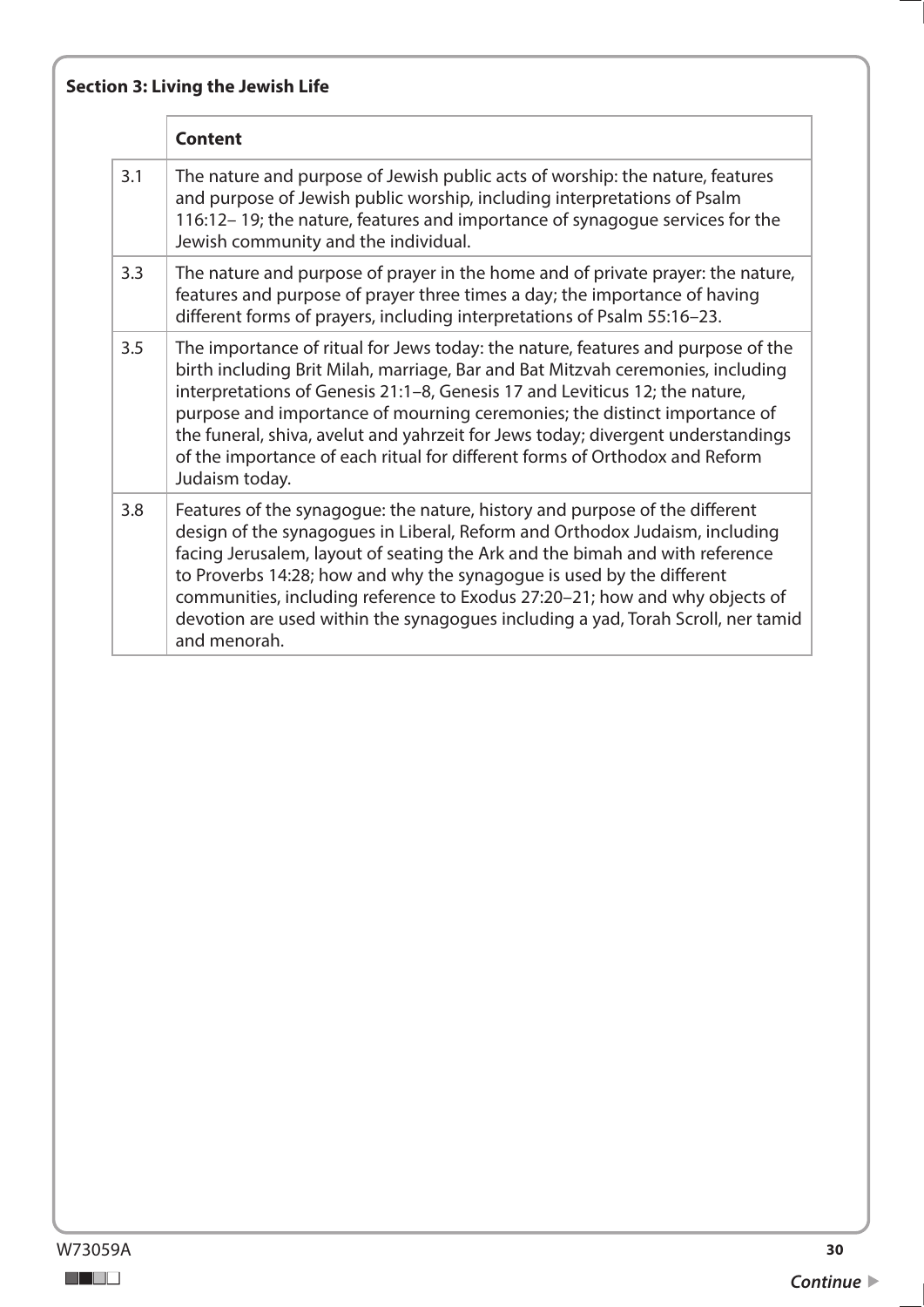**Section 3: Living the Jewish Life**

| | Content |
|---|---|
| 3.1 | The nature and purpose of Jewish public acts of worship: the nature, features and purpose of Jewish public worship, including interpretations of Psalm 116:12– 19; the nature, features and importance of synagogue services for the Jewish community and the individual. |
| 3.3 | The nature and purpose of prayer in the home and of private prayer: the nature, features and purpose of prayer three times a day; the importance of having different forms of prayers, including interpretations of Psalm 55:16–23. |
| 3.5 | The importance of ritual for Jews today: the nature, features and purpose of the birth including Brit Milah, marriage, Bar and Bat Mitzvah ceremonies, including interpretations of Genesis 21:1–8, Genesis 17 and Leviticus 12; the nature, purpose and importance of mourning ceremonies; the distinct importance of the funeral, shiva, avelut and yahrzeit for Jews today; divergent understandings of the importance of each ritual for different forms of Orthodox and Reform Judaism today. |
| 3.8 | Features of the synagogue: the nature, history and purpose of the different design of the synagogues in Liberal, Reform and Orthodox Judaism, including facing Jerusalem, layout of seating the Ark and the bimah and with reference to Proverbs 14:28; how and why the synagogue is used by the different communities, including reference to Exodus 27:20–21; how and why objects of devotion are used within the synagogues including a yad, Torah Scroll, ner tamid and menorah. |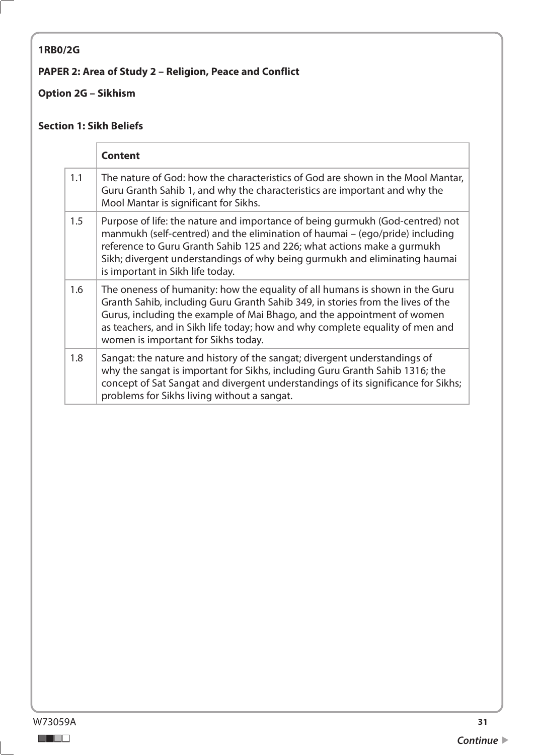**1RB0/2G**

**PAPER 2: Area of Study 2 – Religion, Peace and Conflict**

**Option 2G – Sikhism**

**Section 1: Sikh Beliefs**

| | **Content** |
|---|---|
| 1.1 | The nature of God: how the characteristics of God are shown in the Mool Mantar, Guru Granth Sahib 1, and why the characteristics are important and why the Mool Mantar is significant for Sikhs. |
| 1.5 | Purpose of life: the nature and importance of being gurmukh (God-centred) not manmukh (self-centred) and the elimination of haumai – (ego/pride) including reference to Guru Granth Sahib 125 and 226; what actions make a gurmukh Sikh; divergent understandings of why being gurmukh and eliminating haumai is important in Sikh life today. |
| 1.6 | The oneness of humanity: how the equality of all humans is shown in the Guru Granth Sahib, including Guru Granth Sahib 349, in stories from the lives of the Gurus, including the example of Mai Bhago, and the appointment of women as teachers, and in Sikh life today; how and why complete equality of men and women is important for Sikhs today. |
| 1.8 | Sangat: the nature and history of the sangat; divergent understandings of why the sangat is important for Sikhs, including Guru Granth Sahib 1316; the concept of Sat Sangat and divergent understandings of its significance for Sikhs; problems for Sikhs living without a sangat. |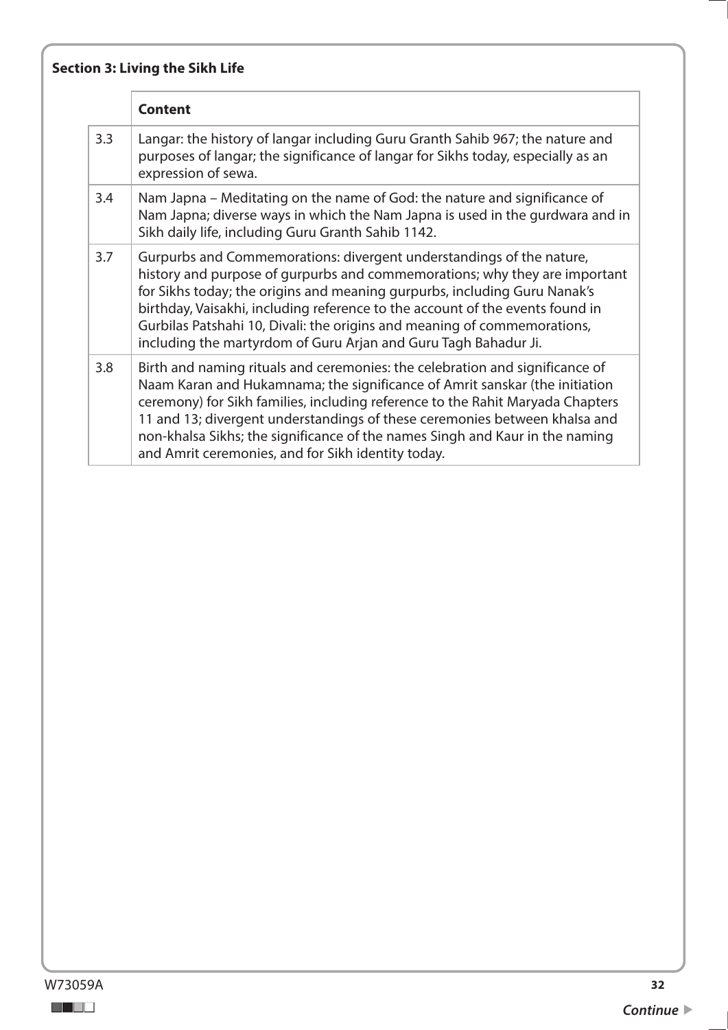**Section 3: Living the Sikh Life**

| | Content |
|---|---|
| 3.3 | Langar: the history of langar including Guru Granth Sahib 967; the nature and purposes of langar; the significance of langar for Sikhs today, especially as an expression of sewa. |
| 3.4 | Nam Japna – Meditating on the name of God: the nature and significance of Nam Japna; diverse ways in which the Nam Japna is used in the gurdwara and in Sikh daily life, including Guru Granth Sahib 1142. |
| 3.7 | Gurpurbs and Commemorations: divergent understandings of the nature, history and purpose of gurpurbs and commemorations; why they are important for Sikhs today; the origins and meaning gurpurbs, including Guru Nanak's birthday, Vaisakhi, including reference to the account of the events found in Gurbilas Patshahi 10, Divali: the origins and meaning of commemorations, including the martyrdom of Guru Arjan and Guru Tagh Bahadur Ji. |
| 3.8 | Birth and naming rituals and ceremonies: the celebration and significance of Naam Karan and Hukamnama; the significance of Amrit sanskar (the initiation ceremony) for Sikh families, including reference to the Rahit Maryada Chapters 11 and 13; divergent understandings of these ceremonies between khalsa and non-khalsa Sikhs; the significance of the names Singh and Kaur in the naming and Amrit ceremonies, and for Sikh identity today. |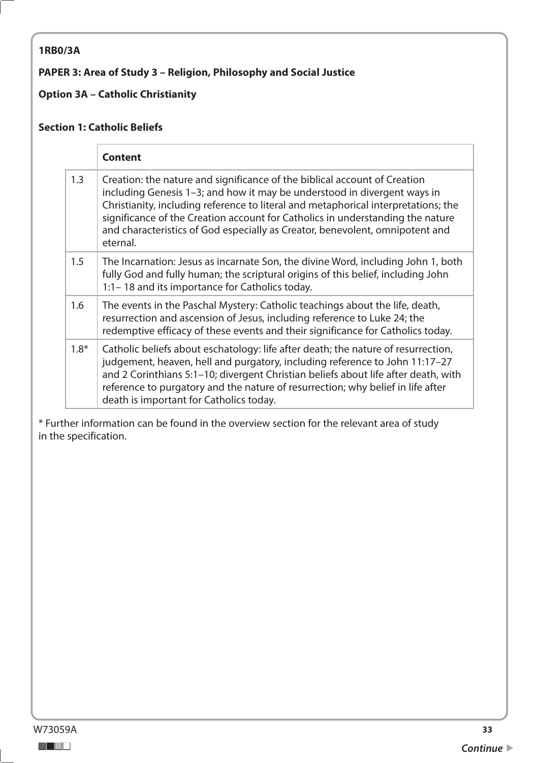**1RB0/3A**

**PAPER 3: Area of Study 3 – Religion, Philosophy and Social Justice**

**Option 3A – Catholic Christianity**

**Section 1: Catholic Beliefs**

| | **Content** |
|---|---|
| 1.3 | Creation: the nature and significance of the biblical account of Creation including Genesis 1–3; and how it may be understood in divergent ways in Christianity, including reference to literal and metaphorical interpretations; the significance of the Creation account for Catholics in understanding the nature and characteristics of God especially as Creator, benevolent, omnipotent and eternal. |
| 1.5 | The Incarnation: Jesus as incarnate Son, the divine Word, including John 1, both fully God and fully human; the scriptural origins of this belief, including John 1:1– 18 and its importance for Catholics today. |
| 1.6 | The events in the Paschal Mystery: Catholic teachings about the life, death, resurrection and ascension of Jesus, including reference to Luke 24; the redemptive efficacy of these events and their significance for Catholics today. |
| 1.8* | Catholic beliefs about eschatology: life after death; the nature of resurrection, judgement, heaven, hell and purgatory, including reference to John 11:17–27 and 2 Corinthians 5:1–10; divergent Christian beliefs about life after death, with reference to purgatory and the nature of resurrection; why belief in life after death is important for Catholics today. |

* Further information can be found in the overview section for the relevant area of study in the specification.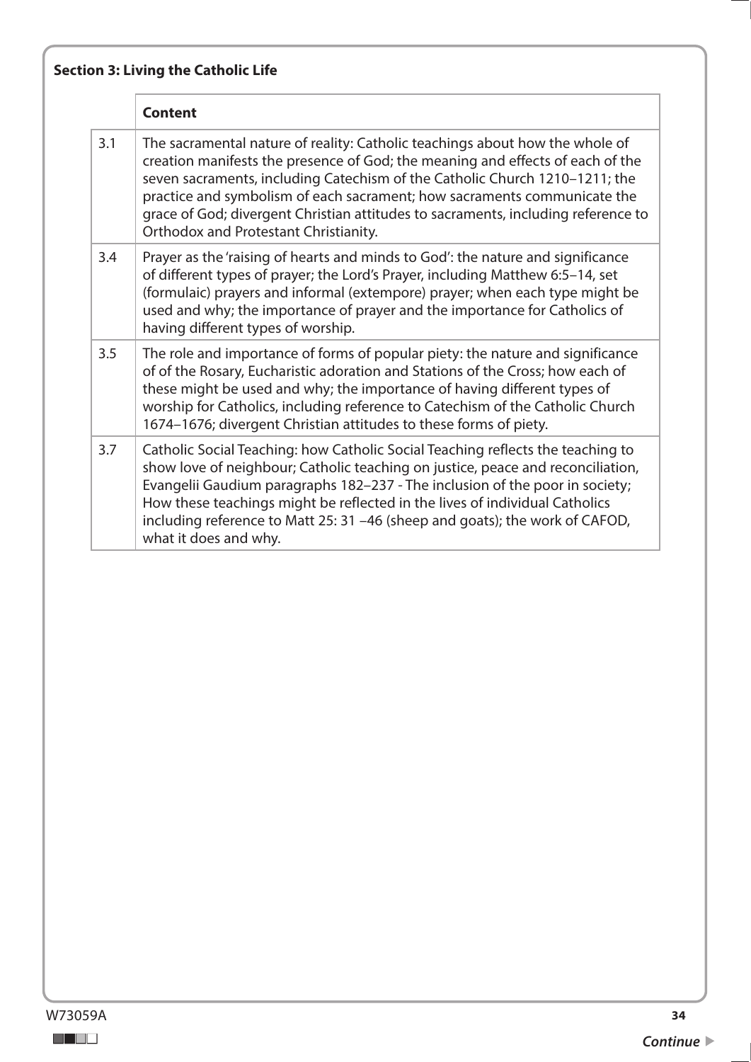**Section 3: Living the Catholic Life**

| | Content |
|---|---|
| 3.1 | The sacramental nature of reality: Catholic teachings about how the whole of creation manifests the presence of God; the meaning and effects of each of the seven sacraments, including Catechism of the Catholic Church 1210–1211; the practice and symbolism of each sacrament; how sacraments communicate the grace of God; divergent Christian attitudes to sacraments, including reference to Orthodox and Protestant Christianity. |
| 3.4 | Prayer as the 'raising of hearts and minds to God': the nature and significance of different types of prayer; the Lord's Prayer, including Matthew 6:5–14, set (formulaic) prayers and informal (extempore) prayer; when each type might be used and why; the importance of prayer and the importance for Catholics of having different types of worship. |
| 3.5 | The role and importance of forms of popular piety: the nature and significance of of the Rosary, Eucharistic adoration and Stations of the Cross; how each of these might be used and why; the importance of having different types of worship for Catholics, including reference to Catechism of the Catholic Church 1674–1676; divergent Christian attitudes to these forms of piety. |
| 3.7 | Catholic Social Teaching: how Catholic Social Teaching reflects the teaching to show love of neighbour; Catholic teaching on justice, peace and reconciliation, Evangelii Gaudium paragraphs 182–237 - The inclusion of the poor in society; How these teachings might be reflected in the lives of individual Catholics including reference to Matt 25: 31 –46 (sheep and goats); the work of CAFOD, what it does and why. |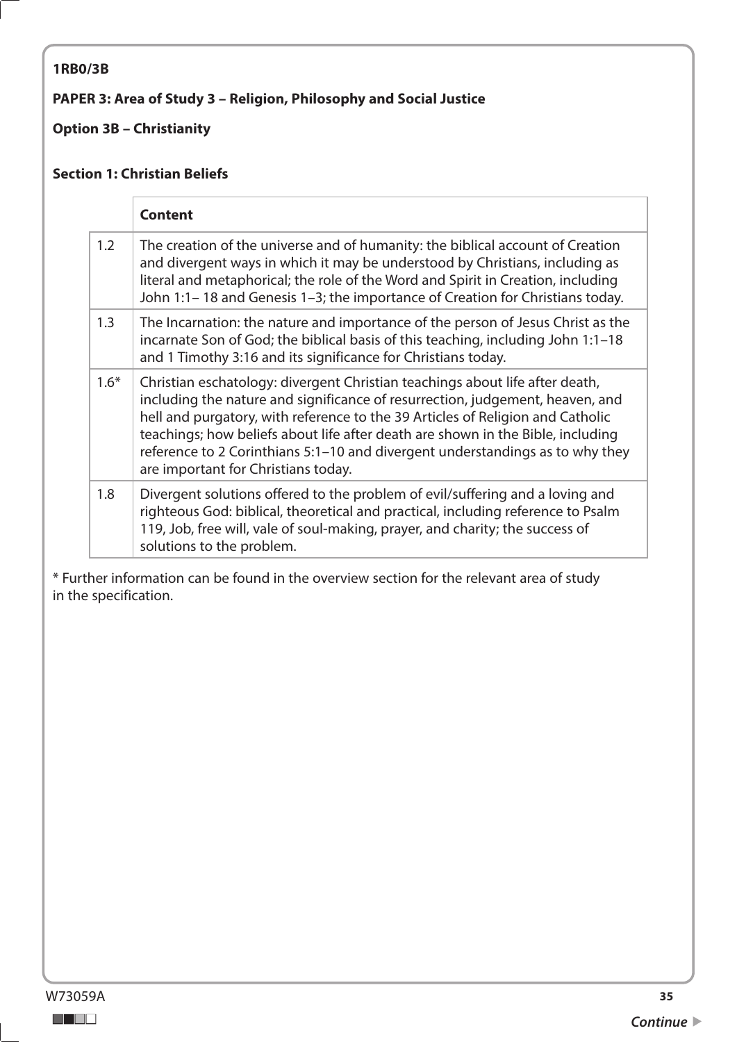**1RB0/3B**

**PAPER 3: Area of Study 3 – Religion, Philosophy and Social Justice**

**Option 3B – Christianity**

**Section 1: Christian Beliefs**

| | **Content** |
|---|---|
| 1.2 | The creation of the universe and of humanity: the biblical account of Creation and divergent ways in which it may be understood by Christians, including as literal and metaphorical; the role of the Word and Spirit in Creation, including John 1:1– 18 and Genesis 1–3; the importance of Creation for Christians today. |
| 1.3 | The Incarnation: the nature and importance of the person of Jesus Christ as the incarnate Son of God; the biblical basis of this teaching, including John 1:1–18 and 1 Timothy 3:16 and its significance for Christians today. |
| 1.6* | Christian eschatology: divergent Christian teachings about life after death, including the nature and significance of resurrection, judgement, heaven, and hell and purgatory, with reference to the 39 Articles of Religion and Catholic teachings; how beliefs about life after death are shown in the Bible, including reference to 2 Corinthians 5:1–10 and divergent understandings as to why they are important for Christians today. |
| 1.8 | Divergent solutions offered to the problem of evil/suffering and a loving and righteous God: biblical, theoretical and practical, including reference to Psalm 119, Job, free will, vale of soul-making, prayer, and charity; the success of solutions to the problem. |

* Further information can be found in the overview section for the relevant area of study in the specification.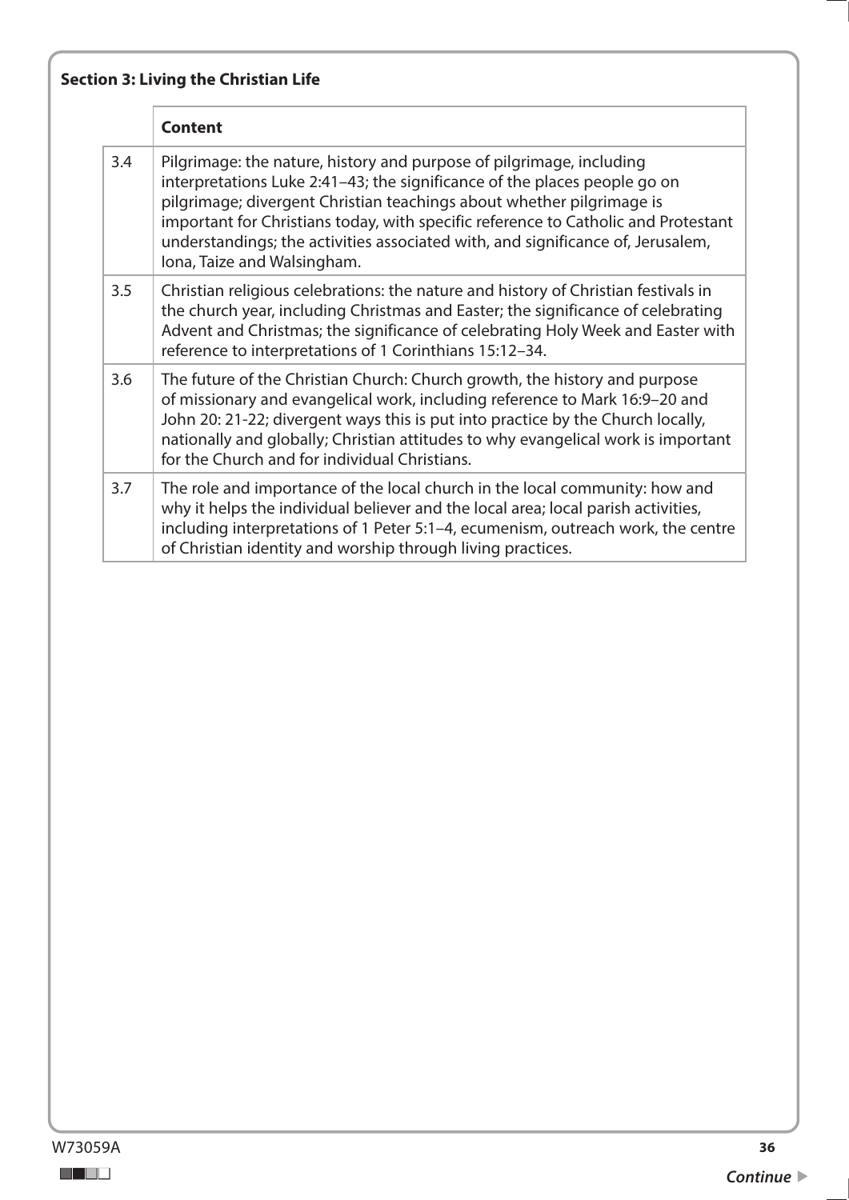**Section 3: Living the Christian Life**

| | Content |
|---|---|
| 3.4 | Pilgrimage: the nature, history and purpose of pilgrimage, including interpretations Luke 2:41–43; the significance of the places people go on pilgrimage; divergent Christian teachings about whether pilgrimage is important for Christians today, with specific reference to Catholic and Protestant understandings; the activities associated with, and significance of, Jerusalem, Iona, Taize and Walsingham. |
| 3.5 | Christian religious celebrations: the nature and history of Christian festivals in the church year, including Christmas and Easter; the significance of celebrating Advent and Christmas; the significance of celebrating Holy Week and Easter with reference to interpretations of 1 Corinthians 15:12–34. |
| 3.6 | The future of the Christian Church: Church growth, the history and purpose of missionary and evangelical work, including reference to Mark 16:9–20 and John 20: 21-22; divergent ways this is put into practice by the Church locally, nationally and globally; Christian attitudes to why evangelical work is important for the Church and for individual Christians. |
| 3.7 | The role and importance of the local church in the local community: how and why it helps the individual believer and the local area; local parish activities, including interpretations of 1 Peter 5:1–4, ecumenism, outreach work, the centre of Christian identity and worship through living practices. |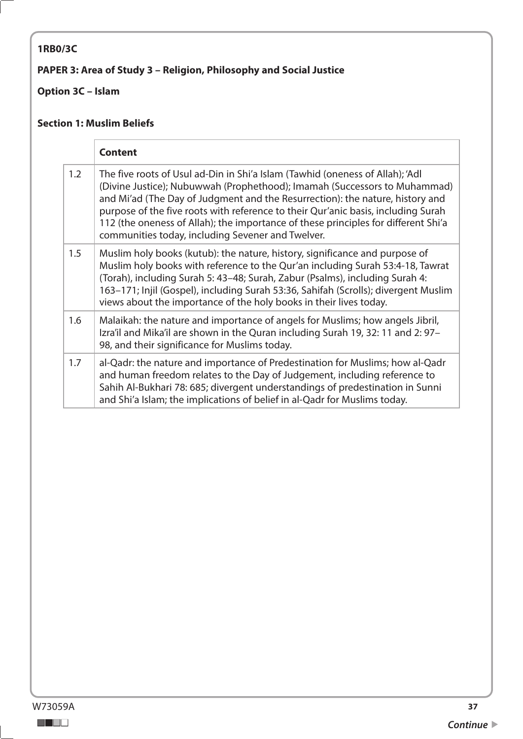**1RB0/3C**

**PAPER 3: Area of Study 3 – Religion, Philosophy and Social Justice**

**Option 3C – Islam**

**Section 1: Muslim Beliefs**

| | **Content** |
|---|---|
| 1.2 | The five roots of Usul ad-Din in Shi'a Islam (Tawhid (oneness of Allah); 'Adl (Divine Justice); Nubuwwah (Prophethood); Imamah (Successors to Muhammad) and Mi'ad (The Day of Judgment and the Resurrection): the nature, history and purpose of the five roots with reference to their Qur'anic basis, including Surah 112 (the oneness of Allah); the importance of these principles for different Shi'a communities today, including Sevener and Twelver. |
| 1.5 | Muslim holy books (kutub): the nature, history, significance and purpose of Muslim holy books with reference to the Qur'an including Surah 53:4-18, Tawrat (Torah), including Surah 5: 43–48; Surah, Zabur (Psalms), including Surah 4: 163–171; Injil (Gospel), including Surah 53:36, Sahifah (Scrolls); divergent Muslim views about the importance of the holy books in their lives today. |
| 1.6 | Malaikah: the nature and importance of angels for Muslims; how angels Jibril, Izra'il and Mika'il are shown in the Quran including Surah 19, 32: 11 and 2: 97–98, and their significance for Muslims today. |
| 1.7 | al-Qadr: the nature and importance of Predestination for Muslims; how al-Qadr and human freedom relates to the Day of Judgement, including reference to Sahih Al-Bukhari 78: 685; divergent understandings of predestination in Sunni and Shi'a Islam; the implications of belief in al-Qadr for Muslims today. |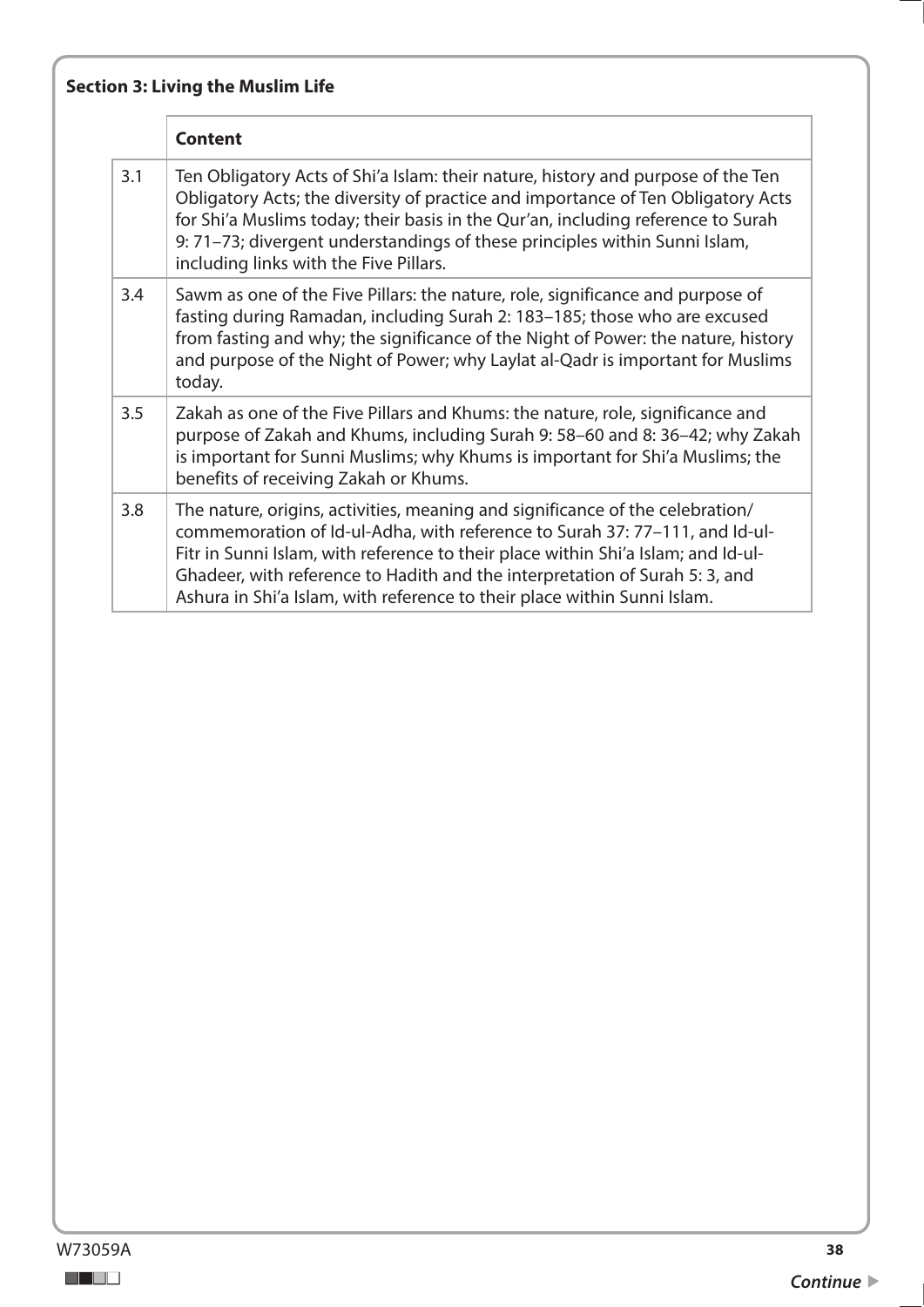**Section 3: Living the Muslim Life**

| | Content |
|---|---|
| 3.1 | Ten Obligatory Acts of Shi'a Islam: their nature, history and purpose of the Ten Obligatory Acts; the diversity of practice and importance of Ten Obligatory Acts for Shi'a Muslims today; their basis in the Qur'an, including reference to Surah 9: 71–73; divergent understandings of these principles within Sunni Islam, including links with the Five Pillars. |
| 3.4 | Sawm as one of the Five Pillars: the nature, role, significance and purpose of fasting during Ramadan, including Surah 2: 183–185; those who are excused from fasting and why; the significance of the Night of Power: the nature, history and purpose of the Night of Power; why Laylat al-Qadr is important for Muslims today. |
| 3.5 | Zakah as one of the Five Pillars and Khums: the nature, role, significance and purpose of Zakah and Khums, including Surah 9: 58–60 and 8: 36–42; why Zakah is important for Sunni Muslims; why Khums is important for Shi'a Muslims; the benefits of receiving Zakah or Khums. |
| 3.8 | The nature, origins, activities, meaning and significance of the celebration/commemoration of Id-ul-Adha, with reference to Surah 37: 77–111, and Id-ul-Fitr in Sunni Islam, with reference to their place within Shi'a Islam; and Id-ul-Ghadeer, with reference to Hadith and the interpretation of Surah 5: 3, and Ashura in Shi'a Islam, with reference to their place within Sunni Islam. |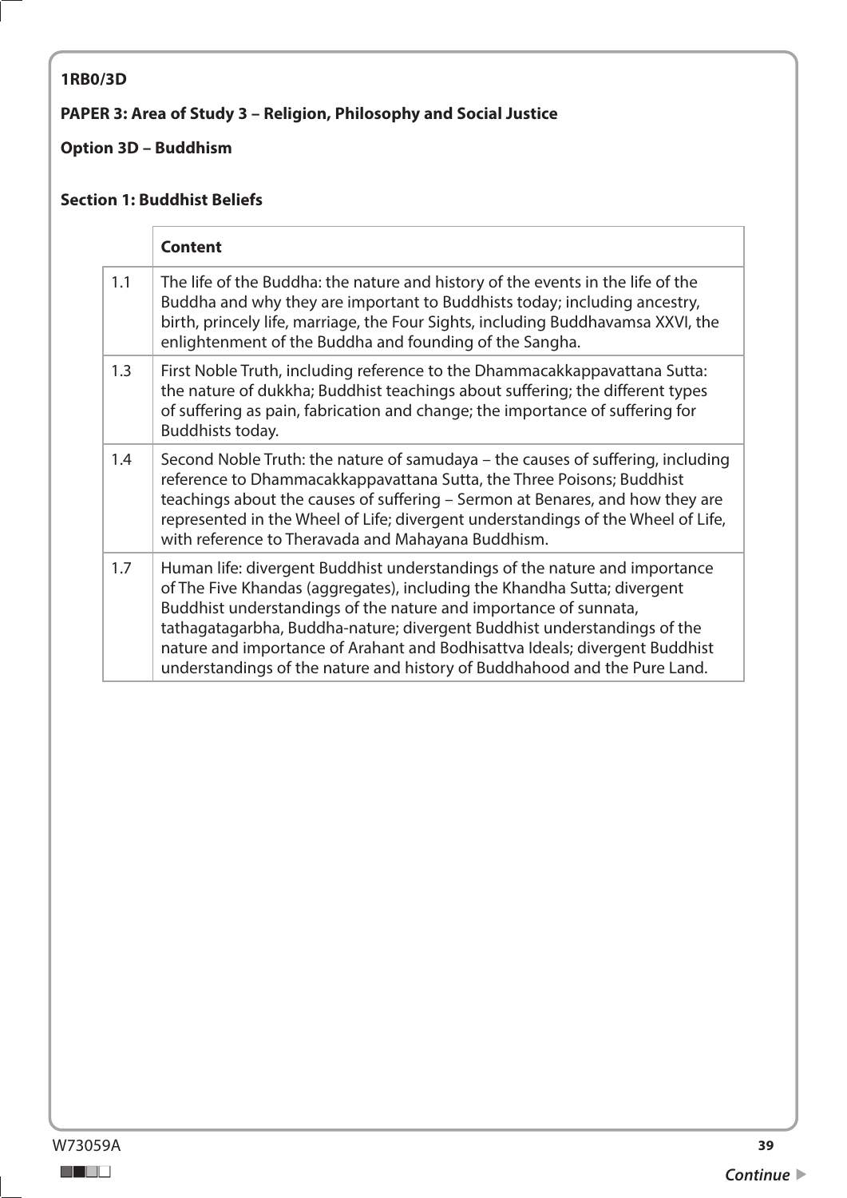**1RB0/3D**

**PAPER 3: Area of Study 3 – Religion, Philosophy and Social Justice**

**Option 3D – Buddhism**

**Section 1: Buddhist Beliefs**

| | **Content** |
|---|---|
| 1.1 | The life of the Buddha: the nature and history of the events in the life of the Buddha and why they are important to Buddhists today; including ancestry, birth, princely life, marriage, the Four Sights, including Buddhavamsa XXVI, the enlightenment of the Buddha and founding of the Sangha. |
| 1.3 | First Noble Truth, including reference to the Dhammacakkappavattana Sutta: the nature of dukkha; Buddhist teachings about suffering; the different types of suffering as pain, fabrication and change; the importance of suffering for Buddhists today. |
| 1.4 | Second Noble Truth: the nature of samudaya – the causes of suffering, including reference to Dhammacakkappavattana Sutta, the Three Poisons; Buddhist teachings about the causes of suffering – Sermon at Benares, and how they are represented in the Wheel of Life; divergent understandings of the Wheel of Life, with reference to Theravada and Mahayana Buddhism. |
| 1.7 | Human life: divergent Buddhist understandings of the nature and importance of The Five Khandas (aggregates), including the Khandha Sutta; divergent Buddhist understandings of the nature and importance of sunnata, tathagatagarbha, Buddha-nature; divergent Buddhist understandings of the nature and importance of Arahant and Bodhisattva Ideals; divergent Buddhist understandings of the nature and history of Buddhahood and the Pure Land. |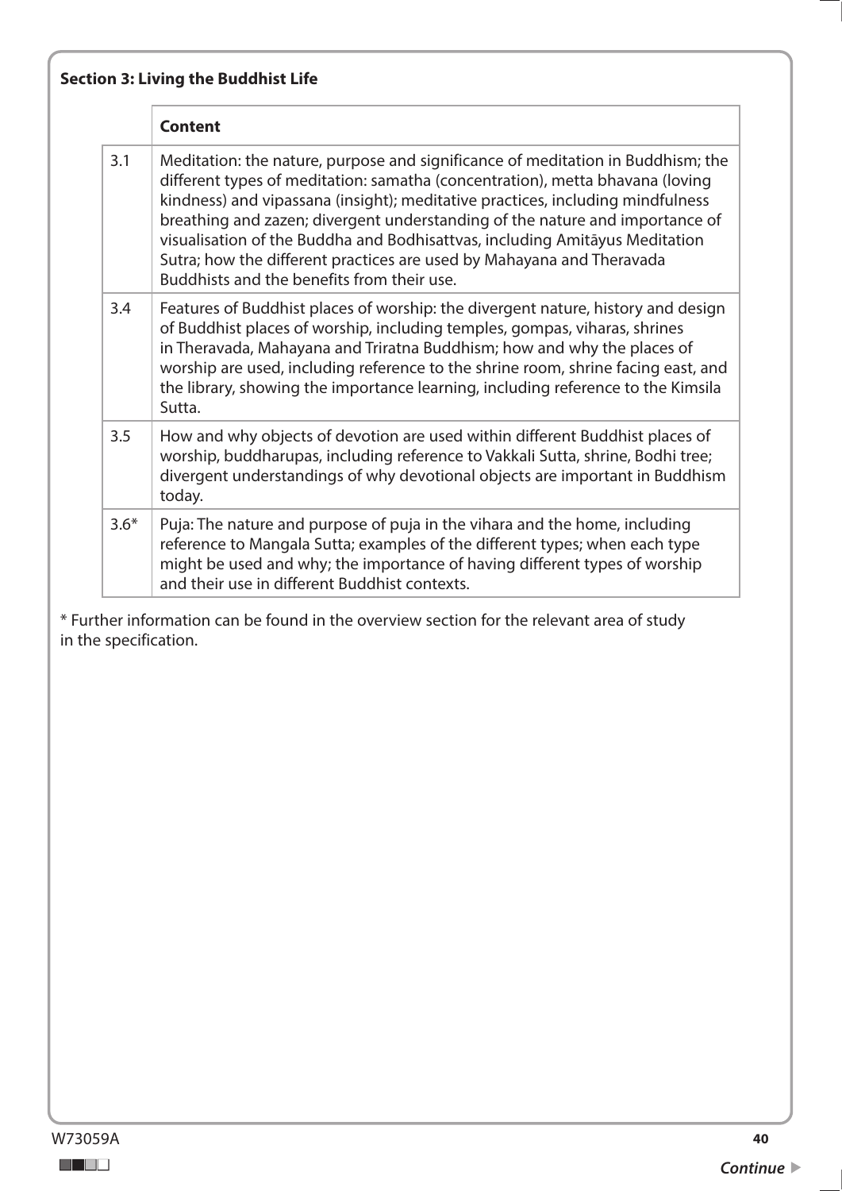**Section 3: Living the Buddhist Life**

| | Content |
|---|---|
| 3.1 | Meditation: the nature, purpose and significance of meditation in Buddhism; the different types of meditation: samatha (concentration), metta bhavana (loving kindness) and vipassana (insight); meditative practices, including mindfulness breathing and zazen; divergent understanding of the nature and importance of visualisation of the Buddha and Bodhisattvas, including Amitāyus Meditation Sutra; how the different practices are used by Mahayana and Theravada Buddhists and the benefits from their use. |
| 3.4 | Features of Buddhist places of worship: the divergent nature, history and design of Buddhist places of worship, including temples, gompas, viharas, shrines in Theravada, Mahayana and Triratna Buddhism; how and why the places of worship are used, including reference to the shrine room, shrine facing east, and the library, showing the importance learning, including reference to the Kimsila Sutta. |
| 3.5 | How and why objects of devotion are used within different Buddhist places of worship, buddharupas, including reference to Vakkali Sutta, shrine, Bodhi tree; divergent understandings of why devotional objects are important in Buddhism today. |
| 3.6* | Puja: The nature and purpose of puja in the vihara and the home, including reference to Mangala Sutta; examples of the different types; when each type might be used and why; the importance of having different types of worship and their use in different Buddhist contexts. |

\* Further information can be found in the overview section for the relevant area of study in the specification.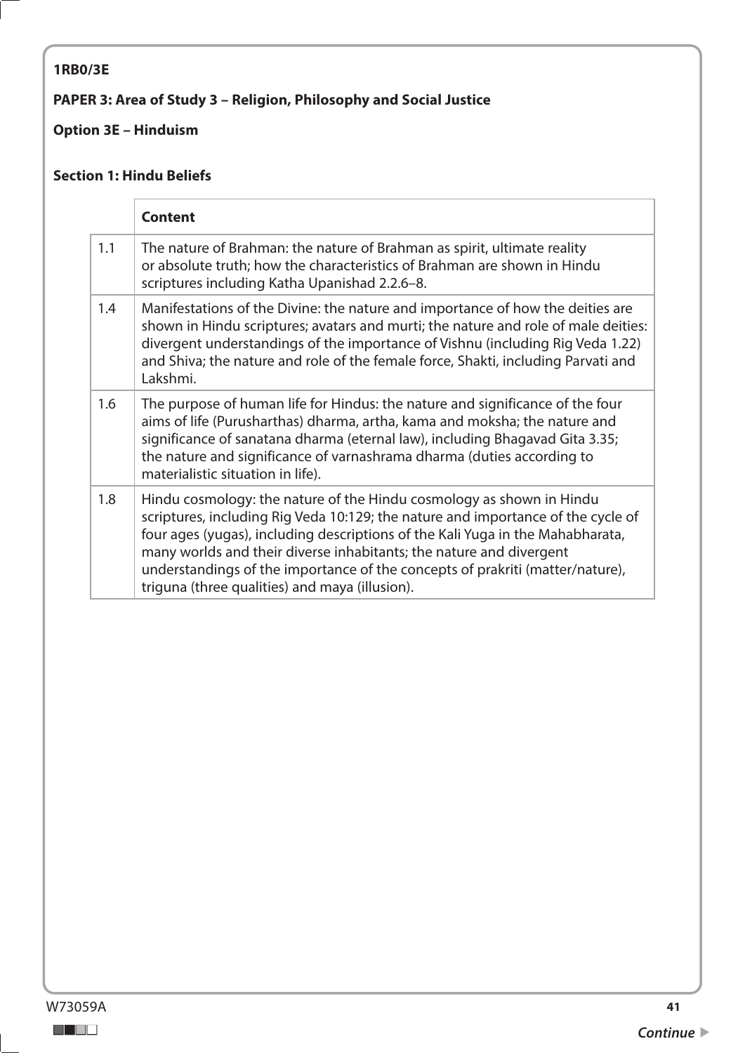**1RB0/3E**

**PAPER 3: Area of Study 3 – Religion, Philosophy and Social Justice**

**Option 3E – Hinduism**

**Section 1: Hindu Beliefs**

| | **Content** |
|---|---|
| 1.1 | The nature of Brahman: the nature of Brahman as spirit, ultimate reality or absolute truth; how the characteristics of Brahman are shown in Hindu scriptures including Katha Upanishad 2.2.6–8. |
| 1.4 | Manifestations of the Divine: the nature and importance of how the deities are shown in Hindu scriptures; avatars and murti; the nature and role of male deities: divergent understandings of the importance of Vishnu (including Rig Veda 1.22) and Shiva; the nature and role of the female force, Shakti, including Parvati and Lakshmi. |
| 1.6 | The purpose of human life for Hindus: the nature and significance of the four aims of life (Purusharthas) dharma, artha, kama and moksha; the nature and significance of sanatana dharma (eternal law), including Bhagavad Gita 3.35; the nature and significance of varnashrama dharma (duties according to materialistic situation in life). |
| 1.8 | Hindu cosmology: the nature of the Hindu cosmology as shown in Hindu scriptures, including Rig Veda 10:129; the nature and importance of the cycle of four ages (yugas), including descriptions of the Kali Yuga in the Mahabharata, many worlds and their diverse inhabitants; the nature and divergent understandings of the importance of the concepts of prakriti (matter/nature), triguna (three qualities) and maya (illusion). |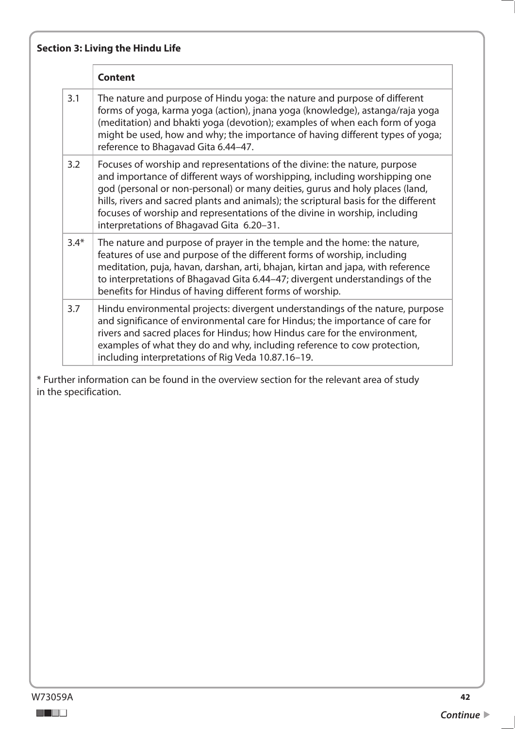### Section 3: Living the Hindu Life

| | Content |
|---|---|
| 3.1 | The nature and purpose of Hindu yoga: the nature and purpose of different forms of yoga, karma yoga (action), jnana yoga (knowledge), astanga/raja yoga (meditation) and bhakti yoga (devotion); examples of when each form of yoga might be used, how and why; the importance of having different types of yoga; reference to Bhagavad Gita 6.44–47. |
| 3.2 | Focuses of worship and representations of the divine: the nature, purpose and importance of different ways of worshipping, including worshipping one god (personal or non-personal) or many deities, gurus and holy places (land, hills, rivers and sacred plants and animals); the scriptural basis for the different focuses of worship and representations of the divine in worship, including interpretations of Bhagavad Gita 6.20–31. |
| 3.4* | The nature and purpose of prayer in the temple and the home: the nature, features of use and purpose of the different forms of worship, including meditation, puja, havan, darshan, arti, bhajan, kirtan and japa, with reference to interpretations of Bhagavad Gita 6.44–47; divergent understandings of the benefits for Hindus of having different forms of worship. |
| 3.7 | Hindu environmental projects: divergent understandings of the nature, purpose and significance of environmental care for Hindus; the importance of care for rivers and sacred places for Hindus; how Hindus care for the environment, examples of what they do and why, including reference to cow protection, including interpretations of Rig Veda 10.87.16–19. |

* Further information can be found in the overview section for the relevant area of study in the specification.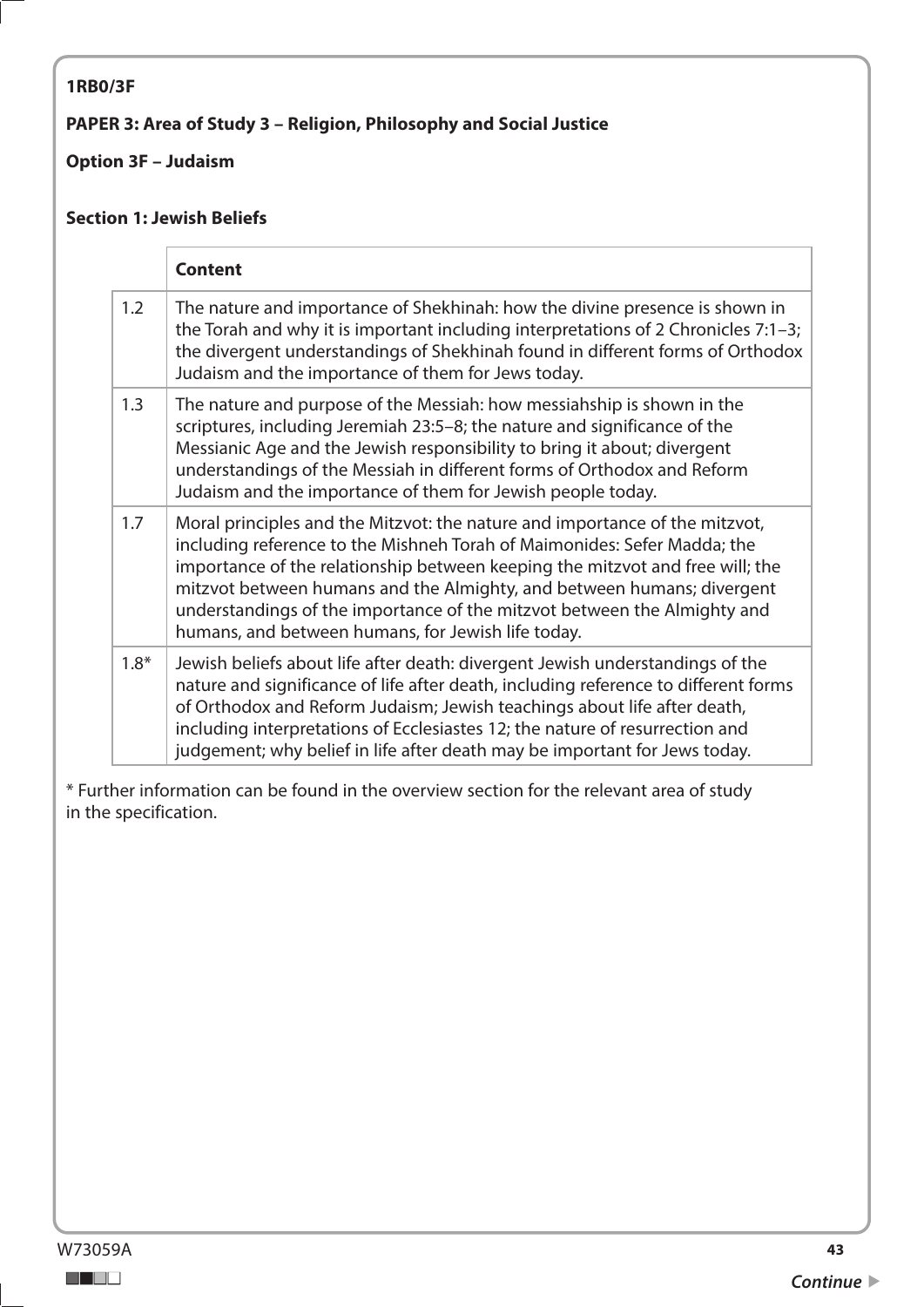**1RB0/3F**

**PAPER 3: Area of Study 3 – Religion, Philosophy and Social Justice**

**Option 3F – Judaism**

**Section 1: Jewish Beliefs**

| | **Content** |
|---|---|
| 1.2 | The nature and importance of Shekhinah: how the divine presence is shown in the Torah and why it is important including interpretations of 2 Chronicles 7:1–3; the divergent understandings of Shekhinah found in different forms of Orthodox Judaism and the importance of them for Jews today. |
| 1.3 | The nature and purpose of the Messiah: how messiahship is shown in the scriptures, including Jeremiah 23:5–8; the nature and significance of the Messianic Age and the Jewish responsibility to bring it about; divergent understandings of the Messiah in different forms of Orthodox and Reform Judaism and the importance of them for Jewish people today. |
| 1.7 | Moral principles and the Mitzvot: the nature and importance of the mitzvot, including reference to the Mishneh Torah of Maimonides: Sefer Madda; the importance of the relationship between keeping the mitzvot and free will; the mitzvot between humans and the Almighty, and between humans; divergent understandings of the importance of the mitzvot between the Almighty and humans, and between humans, for Jewish life today. |
| 1.8* | Jewish beliefs about life after death: divergent Jewish understandings of the nature and significance of life after death, including reference to different forms of Orthodox and Reform Judaism; Jewish teachings about life after death, including interpretations of Ecclesiastes 12; the nature of resurrection and judgement; why belief in life after death may be important for Jews today. |

* Further information can be found in the overview section for the relevant area of study in the specification.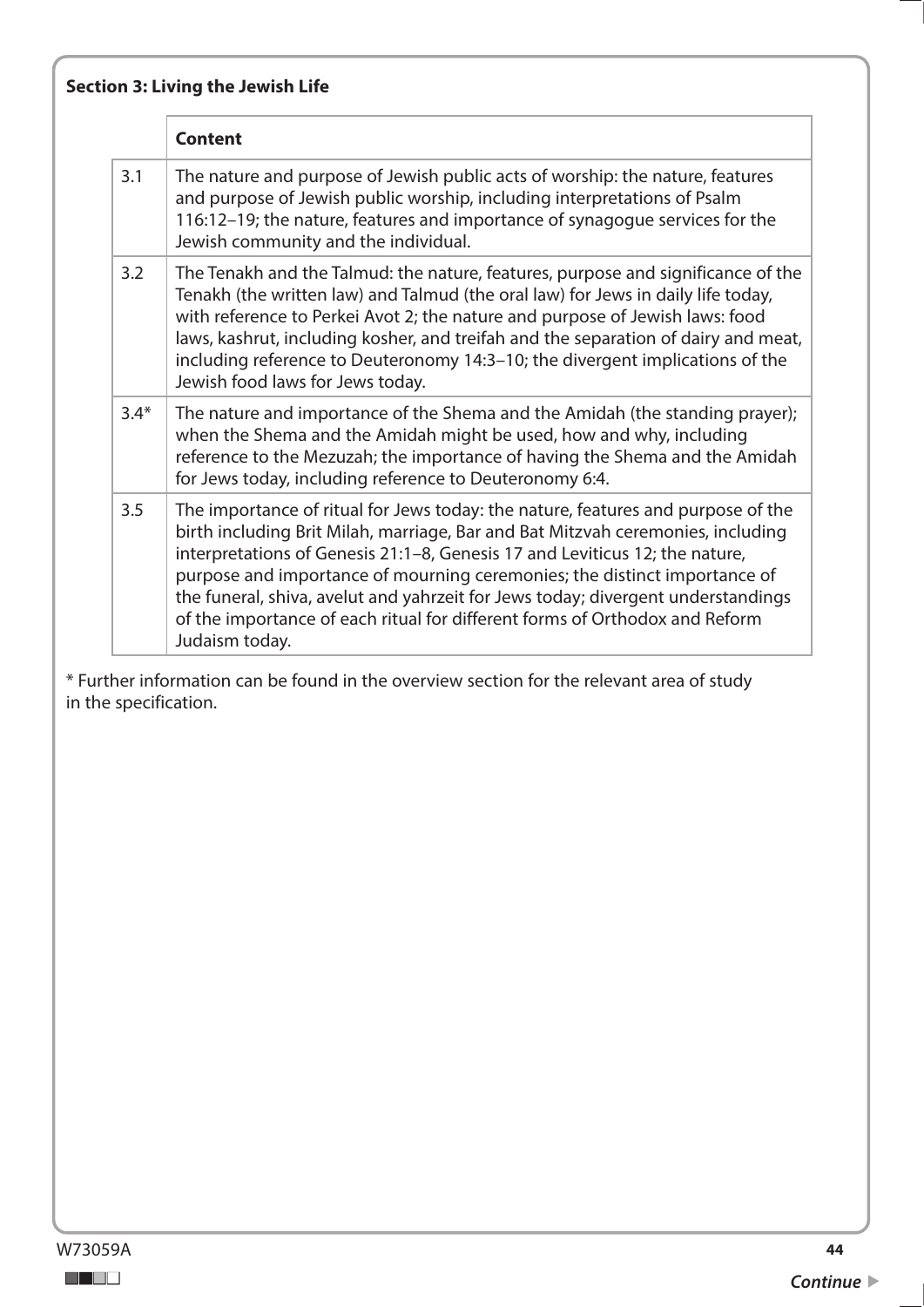**Section 3: Living the Jewish Life**

| | Content |
|---|---|
| 3.1 | The nature and purpose of Jewish public acts of worship: the nature, features and purpose of Jewish public worship, including interpretations of Psalm 116:12–19; the nature, features and importance of synagogue services for the Jewish community and the individual. |
| 3.2 | The Tenakh and the Talmud: the nature, features, purpose and significance of the Tenakh (the written law) and Talmud (the oral law) for Jews in daily life today, with reference to Perkei Avot 2; the nature and purpose of Jewish laws: food laws, kashrut, including kosher, and treifah and the separation of dairy and meat, including reference to Deuteronomy 14:3–10; the divergent implications of the Jewish food laws for Jews today. |
| 3.4* | The nature and importance of the Shema and the Amidah (the standing prayer); when the Shema and the Amidah might be used, how and why, including reference to the Mezuzah; the importance of having the Shema and the Amidah for Jews today, including reference to Deuteronomy 6:4. |
| 3.5 | The importance of ritual for Jews today: the nature, features and purpose of the birth including Brit Milah, marriage, Bar and Bat Mitzvah ceremonies, including interpretations of Genesis 21:1–8, Genesis 17 and Leviticus 12; the nature, purpose and importance of mourning ceremonies; the distinct importance of the funeral, shiva, avelut and yahrzeit for Jews today; divergent understandings of the importance of each ritual for different forms of Orthodox and Reform Judaism today. |

* Further information can be found in the overview section for the relevant area of study in the specification.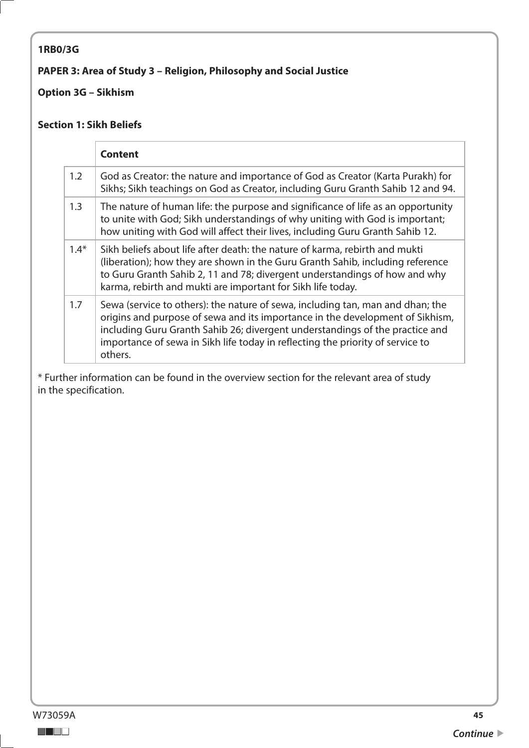**1RB0/3G**

**PAPER 3: Area of Study 3 – Religion, Philosophy and Social Justice**

**Option 3G – Sikhism**

**Section 1: Sikh Beliefs**

| | **Content** |
|---|---|
| 1.2 | God as Creator: the nature and importance of God as Creator (Karta Purakh) for Sikhs; Sikh teachings on God as Creator, including Guru Granth Sahib 12 and 94. |
| 1.3 | The nature of human life: the purpose and significance of life as an opportunity to unite with God; Sikh understandings of why uniting with God is important; how uniting with God will affect their lives, including Guru Granth Sahib 12. |
| 1.4* | Sikh beliefs about life after death: the nature of karma, rebirth and mukti (liberation); how they are shown in the Guru Granth Sahib, including reference to Guru Granth Sahib 2, 11 and 78; divergent understandings of how and why karma, rebirth and mukti are important for Sikh life today. |
| 1.7 | Sewa (service to others): the nature of sewa, including tan, man and dhan; the origins and purpose of sewa and its importance in the development of Sikhism, including Guru Granth Sahib 26; divergent understandings of the practice and importance of sewa in Sikh life today in reflecting the priority of service to others. |

* Further information can be found in the overview section for the relevant area of study in the specification.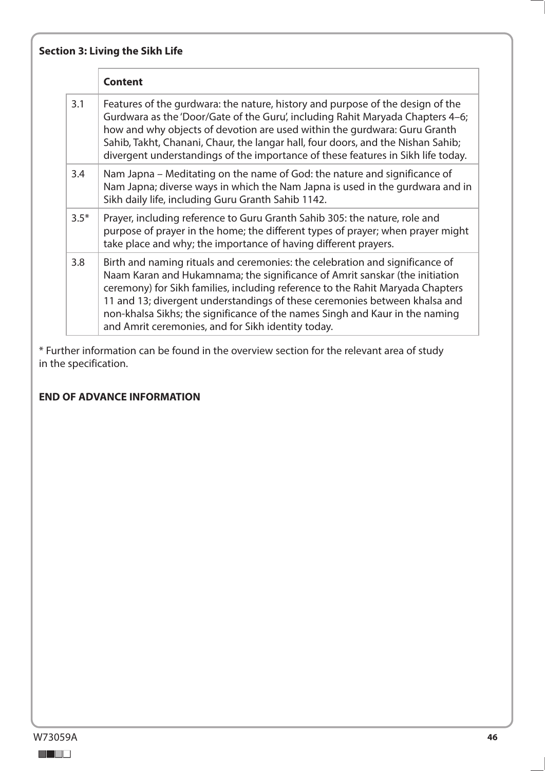**Section 3: Living the Sikh Life**

| | Content |
|---|---|
| 3.1 | Features of the gurdwara: the nature, history and purpose of the design of the Gurdwara as the 'Door/Gate of the Guru', including Rahit Maryada Chapters 4–6; how and why objects of devotion are used within the gurdwara: Guru Granth Sahib, Takht, Chanani, Chaur, the langar hall, four doors, and the Nishan Sahib; divergent understandings of the importance of these features in Sikh life today. |
| 3.4 | Nam Japna – Meditating on the name of God: the nature and significance of Nam Japna; diverse ways in which the Nam Japna is used in the gurdwara and in Sikh daily life, including Guru Granth Sahib 1142. |
| 3.5* | Prayer, including reference to Guru Granth Sahib 305: the nature, role and purpose of prayer in the home; the different types of prayer; when prayer might take place and why; the importance of having different prayers. |
| 3.8 | Birth and naming rituals and ceremonies: the celebration and significance of Naam Karan and Hukamnama; the significance of Amrit sanskar (the initiation ceremony) for Sikh families, including reference to the Rahit Maryada Chapters 11 and 13; divergent understandings of these ceremonies between khalsa and non-khalsa Sikhs; the significance of the names Singh and Kaur in the naming and Amrit ceremonies, and for Sikh identity today. |

* Further information can be found in the overview section for the relevant area of study in the specification.

**END OF ADVANCE INFORMATION**